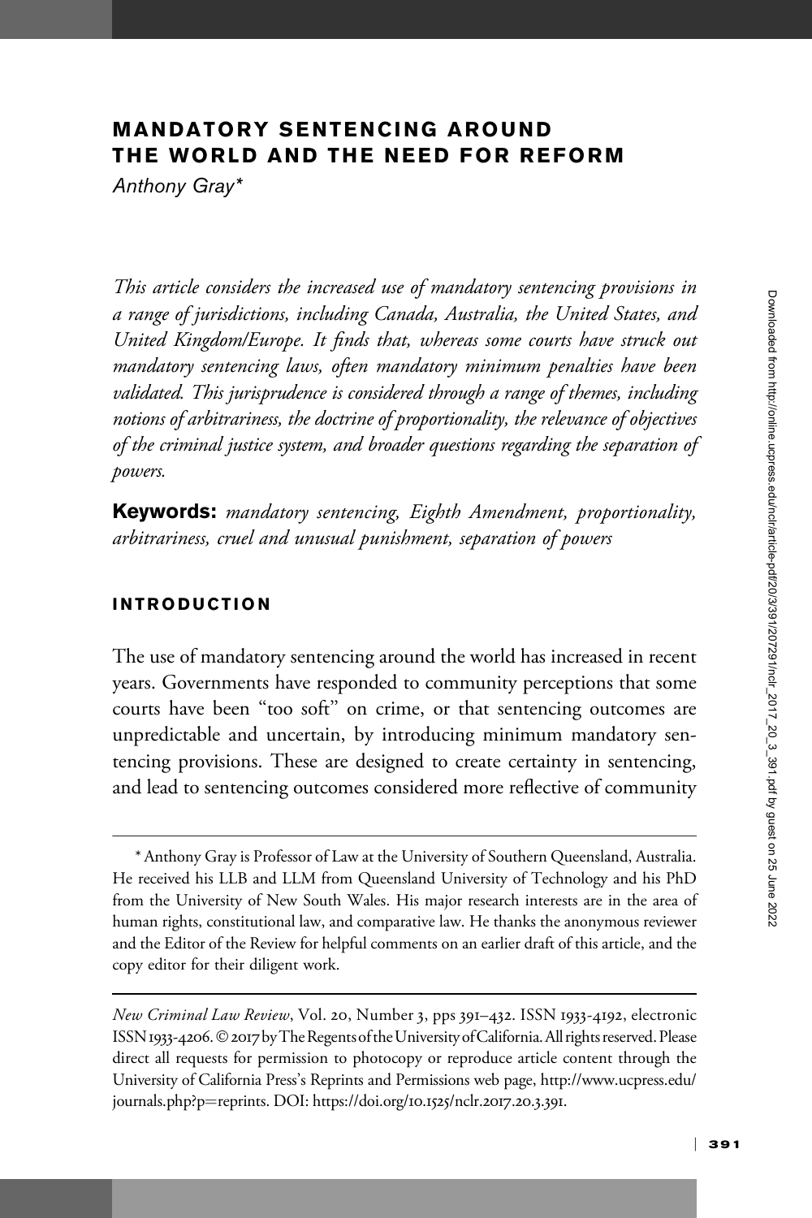# MANDATORY SENTENCING AROUND THE WORLD AND THE NEED FOR REFORM

*Anthony Gray**

*This article considers the increased use of mandatory sentencing provisions in a range of jurisdictions, including Canada, Australia, the United States, and United Kingdom/Europe. It finds that, whereas some courts have struck out mandatory sentencing laws, often mandatory minimum penalties have been validated. This jurisprudence is considered through a range of themes, including notions of arbitrariness, the doctrine of proportionality, the relevance of objectives of the criminal justice system, and broader questions regarding the separation of powers.*

**Keywords:** *mandatory sentencing, Eighth Amendment, proportionality, arbitrariness, cruel and unusual punishment, separation of powers*

## INTRODUCTION

The use of mandatory sentencing around the world has increased in recent years. Governments have responded to community perceptions that some courts have been "too soft" on crime, or that sentencing outcomes are unpredictable and uncertain, by introducing minimum mandatory sentencing provisions. These are designed to create certainty in sentencing, and lead to sentencing outcomes considered more reflective of community

---

\* Anthony Gray is Professor of Law at the University of Southern Queensland, Australia. He received his LLB and LLM from Queensland University of Technology and his PhD from the University of New South Wales. His major research interests are in the area of human rights, constitutional law, and comparative law. He thanks the anonymous reviewer and the Editor of the Review for helpful comments on an earlier draft of this article, and the copy editor for their diligent work.

*New Criminal Law Review*, Vol. 20, Number 3, pps 391–432. ISSN 1933-4192, electronic ISSN 1933-4206. © 2017 by The Regents of the University of California. All rights reserved. Please direct all requests for permission to photocopy or reproduce article content through the University of California Press's Reprints and Permissions web page, http://www.ucpress.edu/journals.php?p=reprints. DOI: https://doi.org/10.1525/nclr.2017.20.3.391.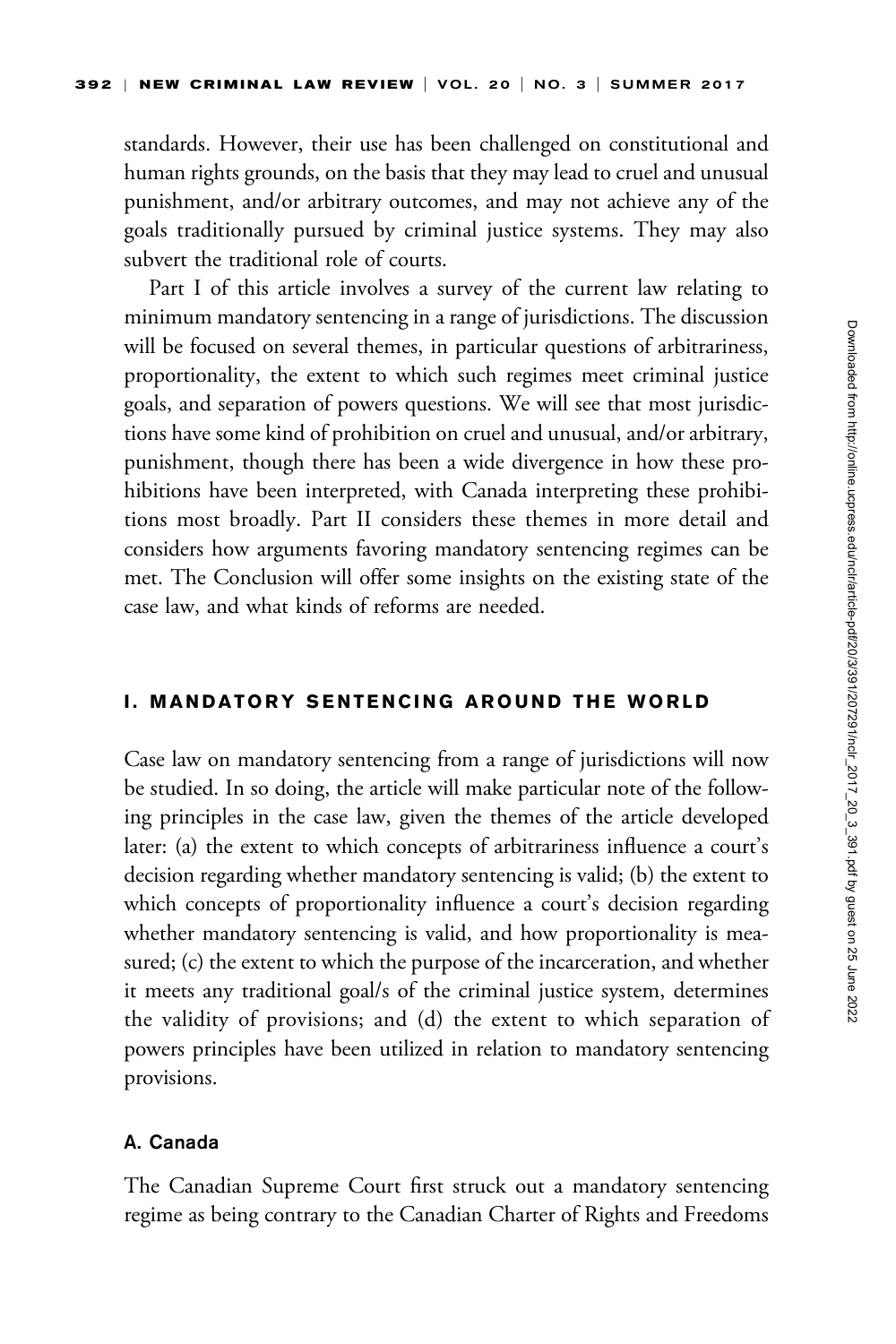standards. However, their use has been challenged on constitutional and human rights grounds, on the basis that they may lead to cruel and unusual punishment, and/or arbitrary outcomes, and may not achieve any of the goals traditionally pursued by criminal justice systems. They may also subvert the traditional role of courts.

Part I of this article involves a survey of the current law relating to minimum mandatory sentencing in a range of jurisdictions. The discussion will be focused on several themes, in particular questions of arbitrariness, proportionality, the extent to which such regimes meet criminal justice goals, and separation of powers questions. We will see that most jurisdictions have some kind of prohibition on cruel and unusual, and/or arbitrary, punishment, though there has been a wide divergence in how these prohibitions have been interpreted, with Canada interpreting these prohibitions most broadly. Part II considers these themes in more detail and considers how arguments favoring mandatory sentencing regimes can be met. The Conclusion will offer some insights on the existing state of the case law, and what kinds of reforms are needed.

## I. MANDATORY SENTENCING AROUND THE WORLD

Case law on mandatory sentencing from a range of jurisdictions will now be studied. In so doing, the article will make particular note of the following principles in the case law, given the themes of the article developed later: (a) the extent to which concepts of arbitrariness influence a court's decision regarding whether mandatory sentencing is valid; (b) the extent to which concepts of proportionality influence a court's decision regarding whether mandatory sentencing is valid, and how proportionality is measured; (c) the extent to which the purpose of the incarceration, and whether it meets any traditional goal/s of the criminal justice system, determines the validity of provisions; and (d) the extent to which separation of powers principles have been utilized in relation to mandatory sentencing provisions.

### A. Canada

The Canadian Supreme Court first struck out a mandatory sentencing regime as being contrary to the Canadian Charter of Rights and Freedoms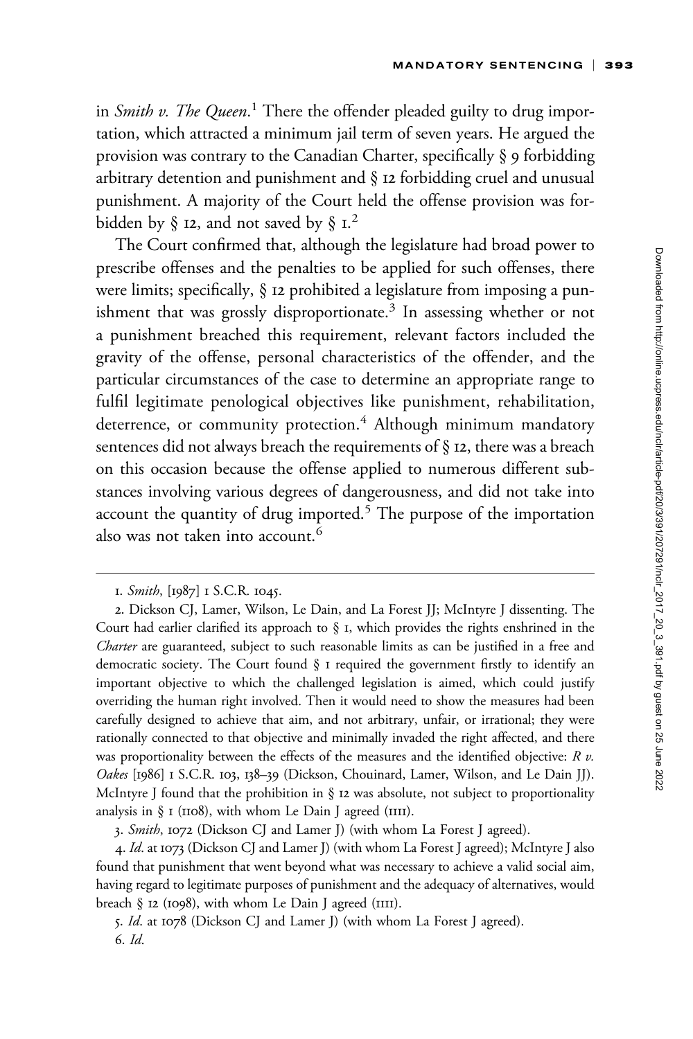in *Smith v. The Queen*.[1] There the offender pleaded guilty to drug importation, which attracted a minimum jail term of seven years. He argued the provision was contrary to the Canadian Charter, specifically § 9 forbidding arbitrary detention and punishment and § 12 forbidding cruel and unusual punishment. A majority of the Court held the offense provision was forbidden by § 12, and not saved by § 1.[2]

The Court confirmed that, although the legislature had broad power to prescribe offenses and the penalties to be applied for such offenses, there were limits; specifically, § 12 prohibited a legislature from imposing a punishment that was grossly disproportionate.[3] In assessing whether or not a punishment breached this requirement, relevant factors included the gravity of the offense, personal characteristics of the offender, and the particular circumstances of the case to determine an appropriate range to fulfil legitimate penological objectives like punishment, rehabilitation, deterrence, or community protection.[4] Although minimum mandatory sentences did not always breach the requirements of § 12, there was a breach on this occasion because the offense applied to numerous different substances involving various degrees of dangerousness, and did not take into account the quantity of drug imported.[5] The purpose of the importation also was not taken into account.[6]

---

1. *Smith*, [1987] 1 S.C.R. 1045.

2. Dickson CJ, Lamer, Wilson, Le Dain, and La Forest JJ; McIntyre J dissenting. The Court had earlier clarified its approach to § 1, which provides the rights enshrined in the *Charter* are guaranteed, subject to such reasonable limits as can be justified in a free and democratic society. The Court found § 1 required the government firstly to identify an important objective to which the challenged legislation is aimed, which could justify overriding the human right involved. Then it would need to show the measures had been carefully designed to achieve that aim, and not arbitrary, unfair, or irrational; they were rationally connected to that objective and minimally invaded the right affected, and there was proportionality between the effects of the measures and the identified objective: *R v. Oakes* [1986] 1 S.C.R. 103, 138–39 (Dickson, Chouinard, Lamer, Wilson, and Le Dain JJ). McIntyre J found that the prohibition in § 12 was absolute, not subject to proportionality analysis in § 1 (1108), with whom Le Dain J agreed (1111).

3. *Smith*, 1072 (Dickson CJ and Lamer J) (with whom La Forest J agreed).

4. *Id*. at 1073 (Dickson CJ and Lamer J) (with whom La Forest J agreed); McIntyre J also found that punishment that went beyond what was necessary to achieve a valid social aim, having regard to legitimate purposes of punishment and the adequacy of alternatives, would breach § 12 (1098), with whom Le Dain J agreed (1111).

5. *Id*. at 1078 (Dickson CJ and Lamer J) (with whom La Forest J agreed).

6. *Id*.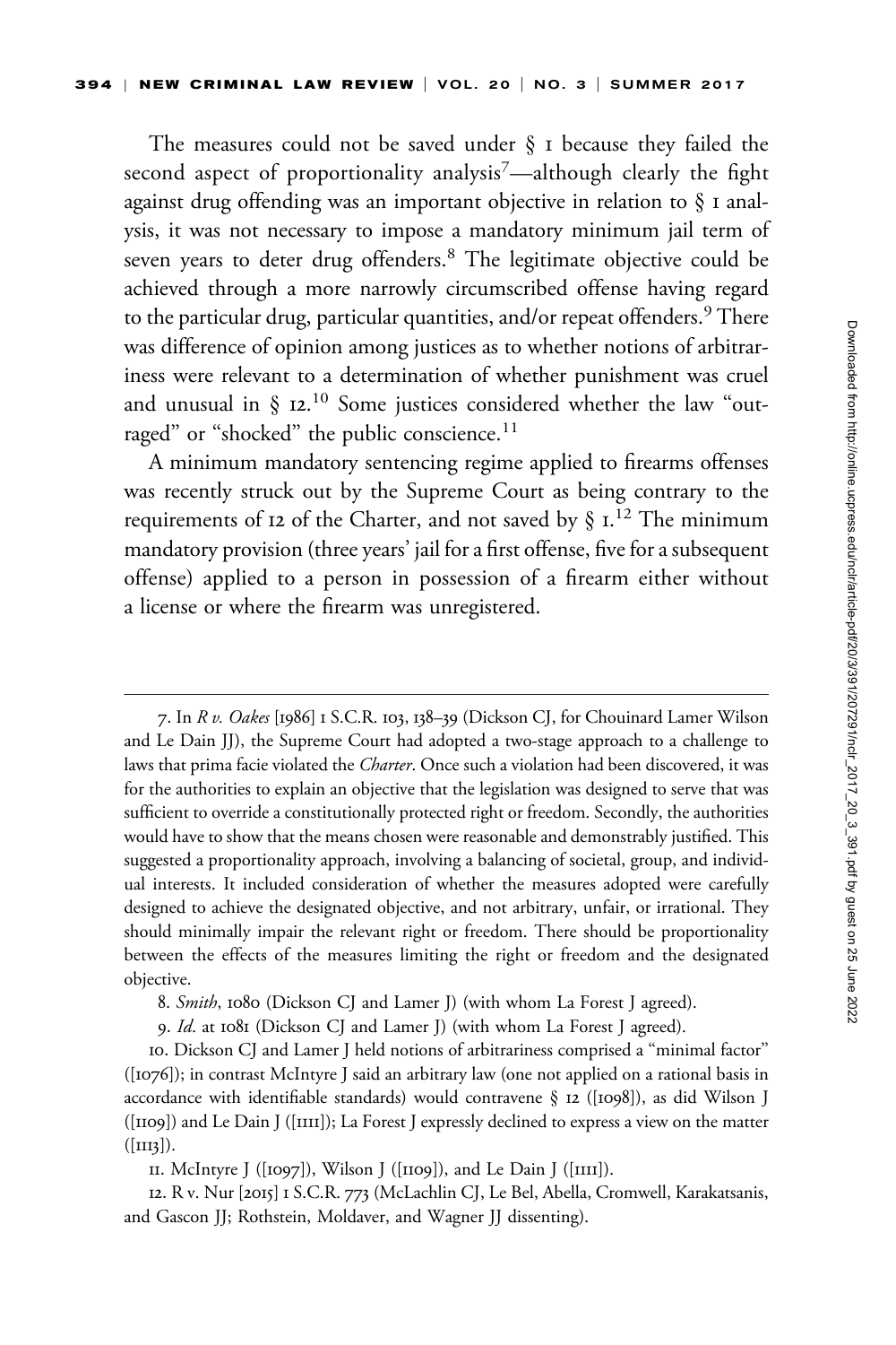The measures could not be saved under § 1 because they failed the second aspect of proportionality analysis[7]—although clearly the fight against drug offending was an important objective in relation to § 1 analysis, it was not necessary to impose a mandatory minimum jail term of seven years to deter drug offenders.[8] The legitimate objective could be achieved through a more narrowly circumscribed offense having regard to the particular drug, particular quantities, and/or repeat offenders.[9] There was difference of opinion among justices as to whether notions of arbitrariness were relevant to a determination of whether punishment was cruel and unusual in § 12.[10] Some justices considered whether the law "outraged" or "shocked" the public conscience.[11]

A minimum mandatory sentencing regime applied to firearms offenses was recently struck out by the Supreme Court as being contrary to the requirements of 12 of the Charter, and not saved by § 1.[12] The minimum mandatory provision (three years' jail for a first offense, five for a subsequent offense) applied to a person in possession of a firearm either without a license or where the firearm was unregistered.

---

7. In *R v. Oakes* [1986] 1 S.C.R. 103, 138–39 (Dickson CJ, for Chouinard Lamer Wilson and Le Dain JJ), the Supreme Court had adopted a two-stage approach to a challenge to laws that prima facie violated the *Charter*. Once such a violation had been discovered, it was for the authorities to explain an objective that the legislation was designed to serve that was sufficient to override a constitutionally protected right or freedom. Secondly, the authorities would have to show that the means chosen were reasonable and demonstrably justified. This suggested a proportionality approach, involving a balancing of societal, group, and individual interests. It included consideration of whether the measures adopted were carefully designed to achieve the designated objective, and not arbitrary, unfair, or irrational. They should minimally impair the relevant right or freedom. There should be proportionality between the effects of the measures limiting the right or freedom and the designated objective.

8. *Smith*, 1080 (Dickson CJ and Lamer J) (with whom La Forest J agreed).

9. *Id*. at 1081 (Dickson CJ and Lamer J) (with whom La Forest J agreed).

10. Dickson CJ and Lamer J held notions of arbitrariness comprised a "minimal factor" ([1076]); in contrast McIntyre J said an arbitrary law (one not applied on a rational basis in accordance with identifiable standards) would contravene § 12 ([1098]), as did Wilson J ([1109]) and Le Dain J ([1111]); La Forest J expressly declined to express a view on the matter ([1113]).

11. McIntyre J ([1097]), Wilson J ([1109]), and Le Dain J ([1111]).

12. R v. Nur [2015] 1 S.C.R. 773 (McLachlin CJ, Le Bel, Abella, Cromwell, Karakatsanis, and Gascon JJ; Rothstein, Moldaver, and Wagner JJ dissenting).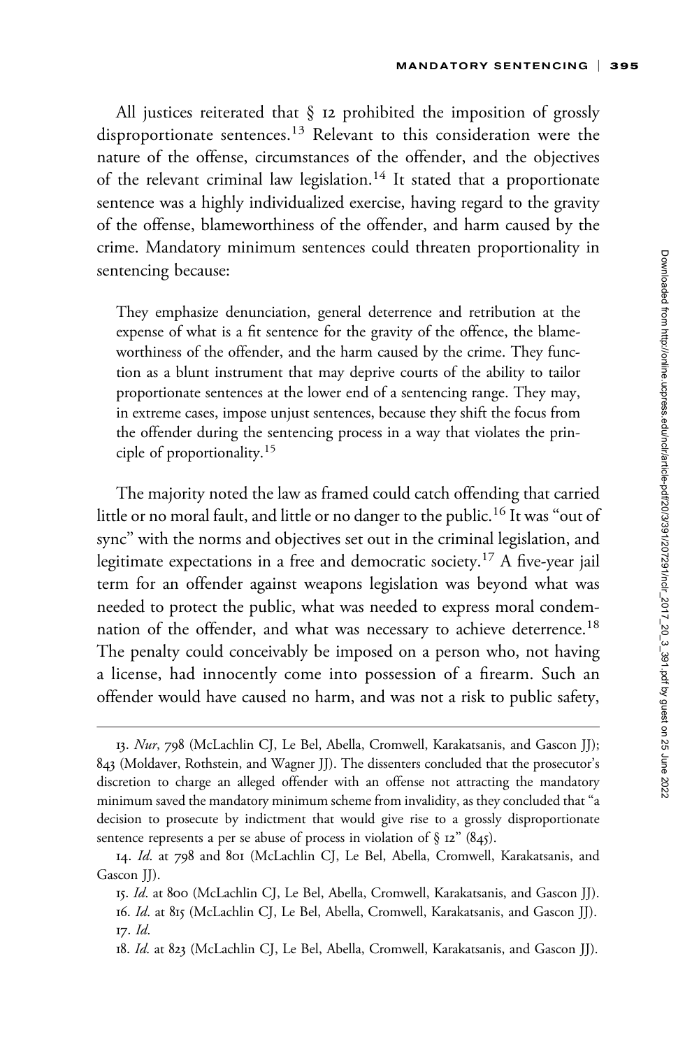All justices reiterated that § 12 prohibited the imposition of grossly disproportionate sentences.[13] Relevant to this consideration were the nature of the offense, circumstances of the offender, and the objectives of the relevant criminal law legislation.[14] It stated that a proportionate sentence was a highly individualized exercise, having regard to the gravity of the offense, blameworthiness of the offender, and harm caused by the crime. Mandatory minimum sentences could threaten proportionality in sentencing because:

> They emphasize denunciation, general deterrence and retribution at the expense of what is a fit sentence for the gravity of the offence, the blameworthiness of the offender, and the harm caused by the crime. They function as a blunt instrument that may deprive courts of the ability to tailor proportionate sentences at the lower end of a sentencing range. They may, in extreme cases, impose unjust sentences, because they shift the focus from the offender during the sentencing process in a way that violates the principle of proportionality.[15]

The majority noted the law as framed could catch offending that carried little or no moral fault, and little or no danger to the public.[16] It was "out of sync" with the norms and objectives set out in the criminal legislation, and legitimate expectations in a free and democratic society.[17] A five-year jail term for an offender against weapons legislation was beyond what was needed to protect the public, what was needed to express moral condemnation of the offender, and what was necessary to achieve deterrence.[18] The penalty could conceivably be imposed on a person who, not having a license, had innocently come into possession of a firearm. Such an offender would have caused no harm, and was not a risk to public safety,

---

13. *Nur*, 798 (McLachlin CJ, Le Bel, Abella, Cromwell, Karakatsanis, and Gascon JJ); 843 (Moldaver, Rothstein, and Wagner JJ). The dissenters concluded that the prosecutor's discretion to charge an alleged offender with an offense not attracting the mandatory minimum saved the mandatory minimum scheme from invalidity, as they concluded that "a decision to prosecute by indictment that would give rise to a grossly disproportionate sentence represents a per se abuse of process in violation of § 12" (845).

14. *Id*. at 798 and 801 (McLachlin CJ, Le Bel, Abella, Cromwell, Karakatsanis, and Gascon JJ).

15. *Id*. at 800 (McLachlin CJ, Le Bel, Abella, Cromwell, Karakatsanis, and Gascon JJ).

16. *Id*. at 815 (McLachlin CJ, Le Bel, Abella, Cromwell, Karakatsanis, and Gascon JJ).

17. *Id*.

18. *Id*. at 823 (McLachlin CJ, Le Bel, Abella, Cromwell, Karakatsanis, and Gascon JJ).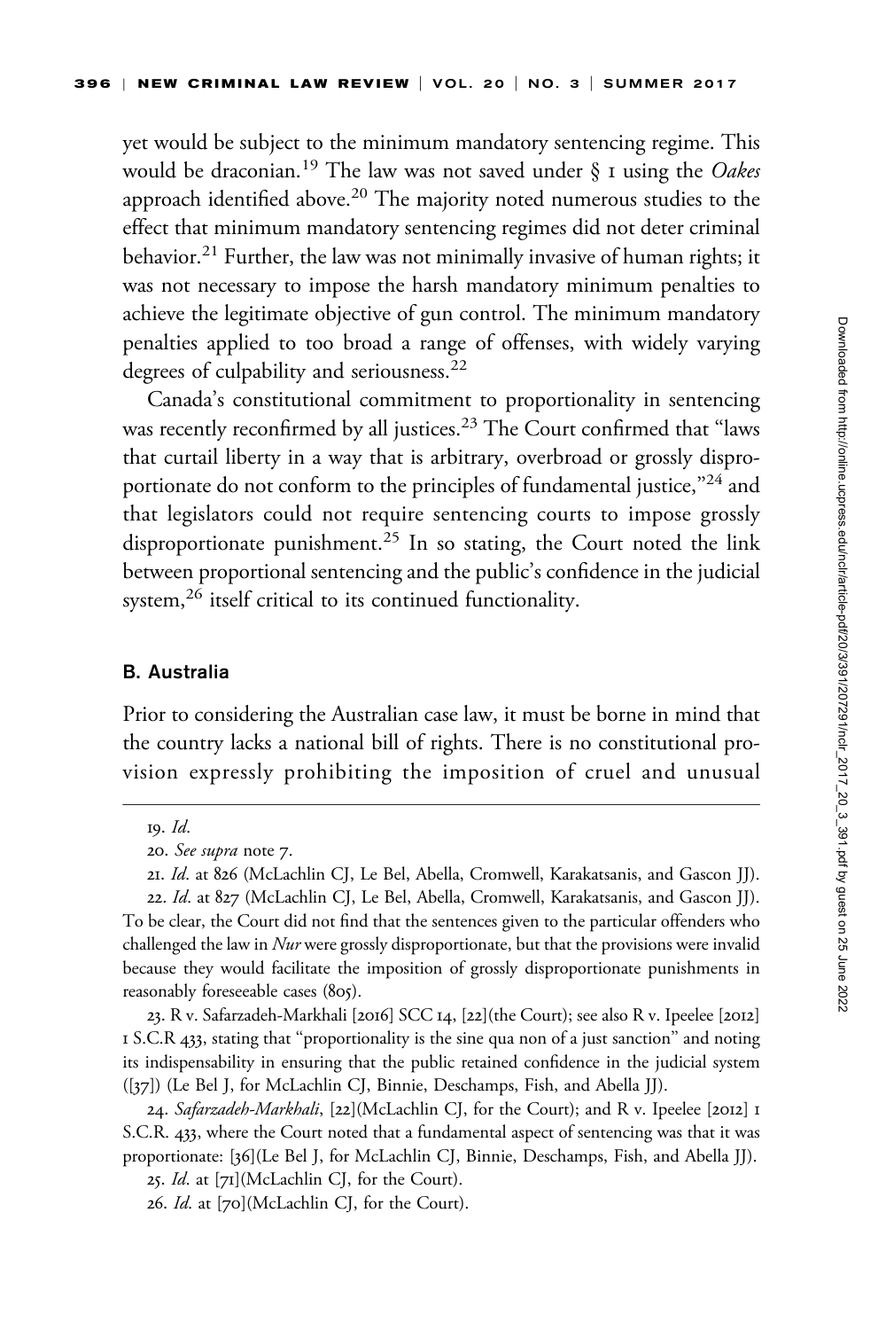yet would be subject to the minimum mandatory sentencing regime. This would be draconian.[19] The law was not saved under § 1 using the *Oakes* approach identified above.[20] The majority noted numerous studies to the effect that minimum mandatory sentencing regimes did not deter criminal behavior.[21] Further, the law was not minimally invasive of human rights; it was not necessary to impose the harsh mandatory minimum penalties to achieve the legitimate objective of gun control. The minimum mandatory penalties applied to too broad a range of offenses, with widely varying degrees of culpability and seriousness.[22]

Canada's constitutional commitment to proportionality in sentencing was recently reconfirmed by all justices.[23] The Court confirmed that "laws that curtail liberty in a way that is arbitrary, overbroad or grossly disproportionate do not conform to the principles of fundamental justice,"[24] and that legislators could not require sentencing courts to impose grossly disproportionate punishment.[25] In so stating, the Court noted the link between proportional sentencing and the public's confidence in the judicial system,[26] itself critical to its continued functionality.

### B. Australia

Prior to considering the Australian case law, it must be borne in mind that the country lacks a national bill of rights. There is no constitutional provision expressly prohibiting the imposition of cruel and unusual

---

19. *Id*.

20. *See supra* note 7.

21. *Id*. at 826 (McLachlin CJ, Le Bel, Abella, Cromwell, Karakatsanis, and Gascon JJ).

22. *Id*. at 827 (McLachlin CJ, Le Bel, Abella, Cromwell, Karakatsanis, and Gascon JJ). To be clear, the Court did not find that the sentences given to the particular offenders who challenged the law in *Nur* were grossly disproportionate, but that the provisions were invalid because they would facilitate the imposition of grossly disproportionate punishments in reasonably foreseeable cases (805).

23. R v. Safarzadeh-Markhali [2016] SCC 14, [22](the Court); see also R v. Ipeelee [2012] 1 S.C.R 433, stating that "proportionality is the sine qua non of a just sanction" and noting its indispensability in ensuring that the public retained confidence in the judicial system ([37]) (Le Bel J, for McLachlin CJ, Binnie, Deschamps, Fish, and Abella JJ).

24. *Safarzadeh-Markhali*, [22](McLachlin CJ, for the Court); and R v. Ipeelee [2012] 1 S.C.R. 433, where the Court noted that a fundamental aspect of sentencing was that it was proportionate: [36](Le Bel J, for McLachlin CJ, Binnie, Deschamps, Fish, and Abella JJ).

25. *Id*. at [71](McLachlin CJ, for the Court).

26. *Id*. at [70](McLachlin CJ, for the Court).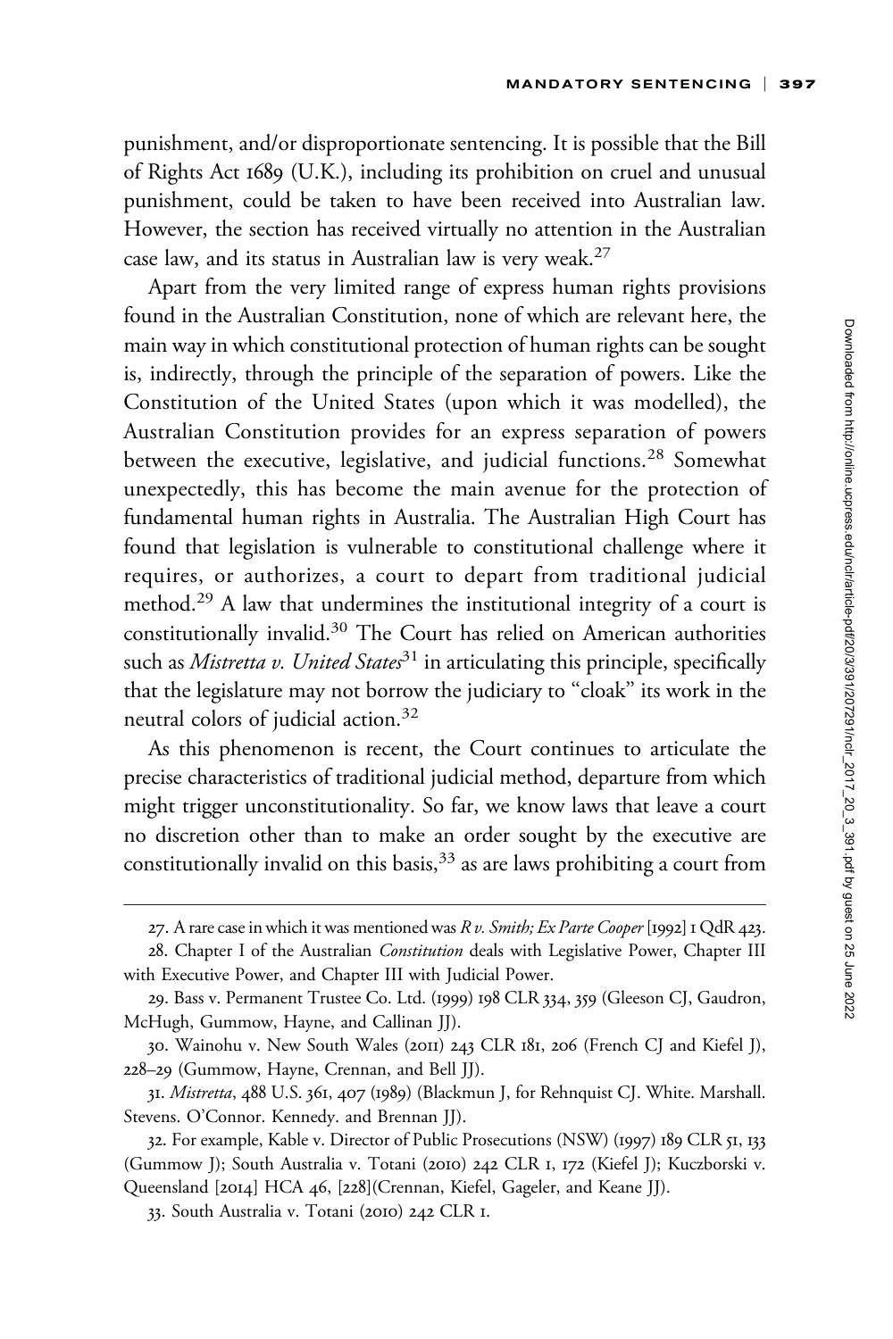punishment, and/or disproportionate sentencing. It is possible that the Bill of Rights Act 1689 (U.K.), including its prohibition on cruel and unusual punishment, could be taken to have been received into Australian law. However, the section has received virtually no attention in the Australian case law, and its status in Australian law is very weak.[27]

Apart from the very limited range of express human rights provisions found in the Australian Constitution, none of which are relevant here, the main way in which constitutional protection of human rights can be sought is, indirectly, through the principle of the separation of powers. Like the Constitution of the United States (upon which it was modelled), the Australian Constitution provides for an express separation of powers between the executive, legislative, and judicial functions.[28] Somewhat unexpectedly, this has become the main avenue for the protection of fundamental human rights in Australia. The Australian High Court has found that legislation is vulnerable to constitutional challenge where it requires, or authorizes, a court to depart from traditional judicial method.[29] A law that undermines the institutional integrity of a court is constitutionally invalid.[30] The Court has relied on American authorities such as *Mistretta v. United States*[31] in articulating this principle, specifically that the legislature may not borrow the judiciary to "cloak" its work in the neutral colors of judicial action.[32]

As this phenomenon is recent, the Court continues to articulate the precise characteristics of traditional judicial method, departure from which might trigger unconstitutionality. So far, we know laws that leave a court no discretion other than to make an order sought by the executive are constitutionally invalid on this basis,[33] as are laws prohibiting a court from

---

27. A rare case in which it was mentioned was *R v. Smith; Ex Parte Cooper* [1992] 1 QdR 423.

28. Chapter I of the Australian *Constitution* deals with Legislative Power, Chapter III with Executive Power, and Chapter III with Judicial Power.

29. Bass v. Permanent Trustee Co. Ltd. (1999) 198 CLR 334, 359 (Gleeson CJ, Gaudron, McHugh, Gummow, Hayne, and Callinan JJ).

30. Wainohu v. New South Wales (2011) 243 CLR 181, 206 (French CJ and Kiefel J), 228–29 (Gummow, Hayne, Crennan, and Bell JJ).

31. *Mistretta*, 488 U.S. 361, 407 (1989) (Blackmun J, for Rehnquist CJ. White. Marshall. Stevens. O'Connor. Kennedy. and Brennan JJ).

32. For example, Kable v. Director of Public Prosecutions (NSW) (1997) 189 CLR 51, 133 (Gummow J); South Australia v. Totani (2010) 242 CLR 1, 172 (Kiefel J); Kuczborski v. Queensland [2014] HCA 46, [228](Crennan, Kiefel, Gageler, and Keane JJ).

33. South Australia v. Totani (2010) 242 CLR 1.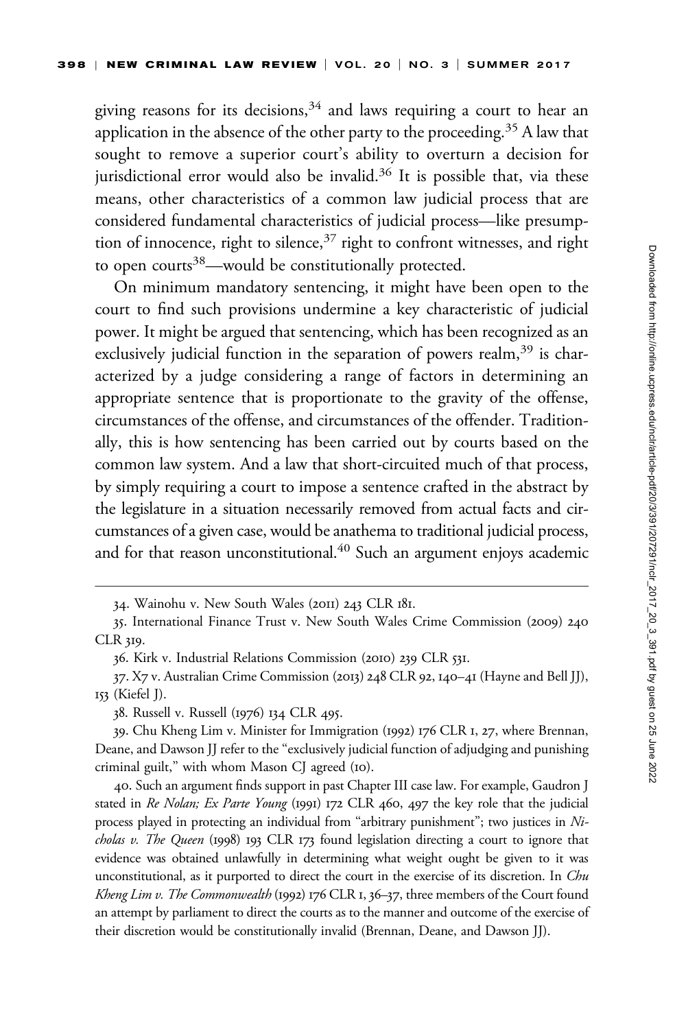giving reasons for its decisions,[34] and laws requiring a court to hear an application in the absence of the other party to the proceeding.[35] A law that sought to remove a superior court's ability to overturn a decision for jurisdictional error would also be invalid.[36] It is possible that, via these means, other characteristics of a common law judicial process that are considered fundamental characteristics of judicial process—like presumption of innocence, right to silence,[37] right to confront witnesses, and right to open courts[38]—would be constitutionally protected.

On minimum mandatory sentencing, it might have been open to the court to find such provisions undermine a key characteristic of judicial power. It might be argued that sentencing, which has been recognized as an exclusively judicial function in the separation of powers realm,[39] is characterized by a judge considering a range of factors in determining an appropriate sentence that is proportionate to the gravity of the offense, circumstances of the offense, and circumstances of the offender. Traditionally, this is how sentencing has been carried out by courts based on the common law system. And a law that short-circuited much of that process, by simply requiring a court to impose a sentence crafted in the abstract by the legislature in a situation necessarily removed from actual facts and circumstances of a given case, would be anathema to traditional judicial process, and for that reason unconstitutional.[40] Such an argument enjoys academic

---

34. Wainohu v. New South Wales (2011) 243 CLR 181.

35. International Finance Trust v. New South Wales Crime Commission (2009) 240 CLR 319.

36. Kirk v. Industrial Relations Commission (2010) 239 CLR 531.

37. X7 v. Australian Crime Commission (2013) 248 CLR 92, 140–41 (Hayne and Bell JJ), 153 (Kiefel J).

38. Russell v. Russell (1976) 134 CLR 495.

39. Chu Kheng Lim v. Minister for Immigration (1992) 176 CLR 1, 27, where Brennan, Deane, and Dawson JJ refer to the "exclusively judicial function of adjudging and punishing criminal guilt," with whom Mason CJ agreed (10).

40. Such an argument finds support in past Chapter III case law. For example, Gaudron J stated in *Re Nolan; Ex Parte Young* (1991) 172 CLR 460, 497 the key role that the judicial process played in protecting an individual from "arbitrary punishment"; two justices in *Nicholas v. The Queen* (1998) 193 CLR 173 found legislation directing a court to ignore that evidence was obtained unlawfully in determining what weight ought be given to it was unconstitutional, as it purported to direct the court in the exercise of its discretion. In *Chu Kheng Lim v. The Commonwealth* (1992) 176 CLR 1, 36–37, three members of the Court found an attempt by parliament to direct the courts as to the manner and outcome of the exercise of their discretion would be constitutionally invalid (Brennan, Deane, and Dawson JJ).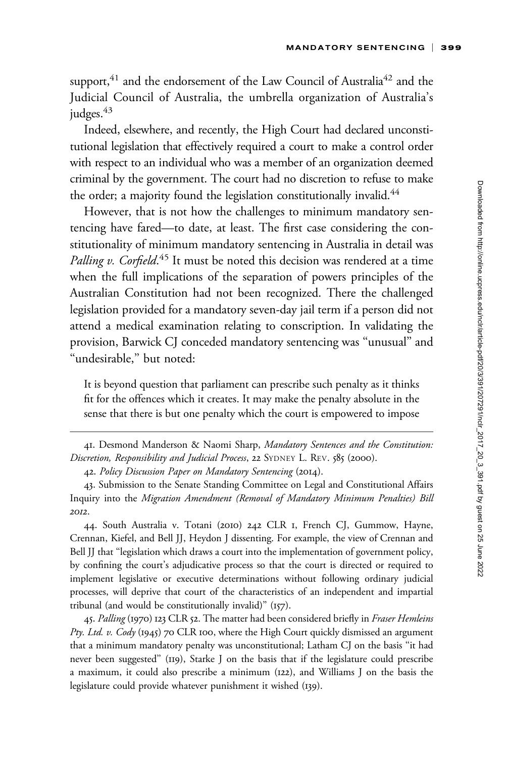support,[41] and the endorsement of the Law Council of Australia[42] and the Judicial Council of Australia, the umbrella organization of Australia's judges.[43]

Indeed, elsewhere, and recently, the High Court had declared unconstitutional legislation that effectively required a court to make a control order with respect to an individual who was a member of an organization deemed criminal by the government. The court had no discretion to refuse to make the order; a majority found the legislation constitutionally invalid.[44]

However, that is not how the challenges to minimum mandatory sentencing have fared—to date, at least. The first case considering the constitutionality of minimum mandatory sentencing in Australia in detail was *Palling v. Corfield*.[45] It must be noted this decision was rendered at a time when the full implications of the separation of powers principles of the Australian Constitution had not been recognized. There the challenged legislation provided for a mandatory seven-day jail term if a person did not attend a medical examination relating to conscription. In validating the provision, Barwick CJ conceded mandatory sentencing was "unusual" and "undesirable," but noted:

> It is beyond question that parliament can prescribe such penalty as it thinks fit for the offences which it creates. It may make the penalty absolute in the sense that there is but one penalty which the court is empowered to impose

---

41. Desmond Manderson & Naomi Sharp, *Mandatory Sentences and the Constitution: Discretion, Responsibility and Judicial Process*, 22 Sydney L. Rev. 585 (2000).

42. *Policy Discussion Paper on Mandatory Sentencing* (2014).

43. Submission to the Senate Standing Committee on Legal and Constitutional Affairs Inquiry into the *Migration Amendment (Removal of Mandatory Minimum Penalties) Bill 2012*.

44. South Australia v. Totani (2010) 242 CLR 1, French CJ, Gummow, Hayne, Crennan, Kiefel, and Bell JJ, Heydon J dissenting. For example, the view of Crennan and Bell JJ that "legislation which draws a court into the implementation of government policy, by confining the court's adjudicative process so that the court is directed or required to implement legislative or executive determinations without following ordinary judicial processes, will deprive that court of the characteristics of an independent and impartial tribunal (and would be constitutionally invalid)" (157).

45. *Palling* (1970) 123 CLR 52. The matter had been considered briefly in *Fraser Hemleins Pty. Ltd. v. Cody* (1945) 70 CLR 100, where the High Court quickly dismissed an argument that a minimum mandatory penalty was unconstitutional; Latham CJ on the basis "it had never been suggested" (119), Starke J on the basis that if the legislature could prescribe a maximum, it could also prescribe a minimum (122), and Williams J on the basis the legislature could provide whatever punishment it wished (139).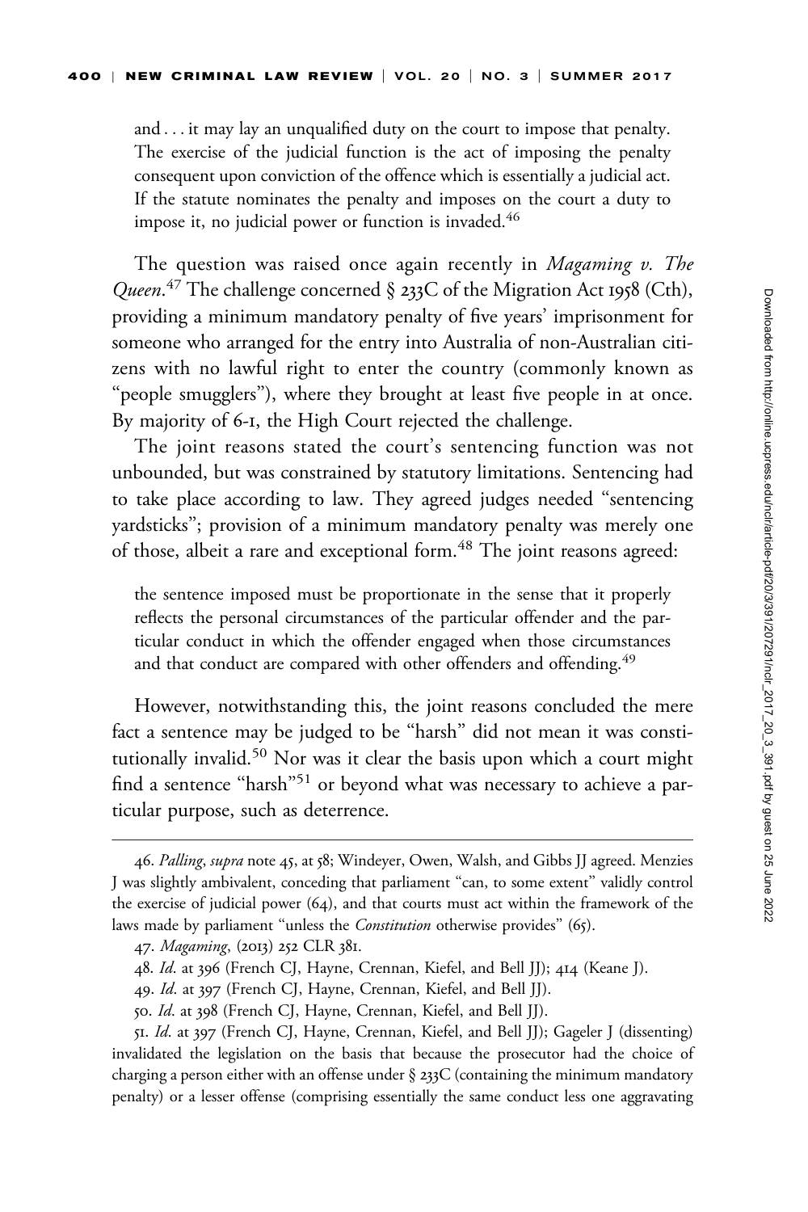and . . . it may lay an unqualified duty on the court to impose that penalty. The exercise of the judicial function is the act of imposing the penalty consequent upon conviction of the offence which is essentially a judicial act. If the statute nominates the penalty and imposes on the court a duty to impose it, no judicial power or function is invaded.[46]

The question was raised once again recently in *Magaming v. The Queen*.[47] The challenge concerned § 233C of the Migration Act 1958 (Cth), providing a minimum mandatory penalty of five years' imprisonment for someone who arranged for the entry into Australia of non-Australian citizens with no lawful right to enter the country (commonly known as "people smugglers"), where they brought at least five people in at once. By majority of 6-1, the High Court rejected the challenge.

The joint reasons stated the court's sentencing function was not unbounded, but was constrained by statutory limitations. Sentencing had to take place according to law. They agreed judges needed "sentencing yardsticks"; provision of a minimum mandatory penalty was merely one of those, albeit a rare and exceptional form.[48] The joint reasons agreed:

> the sentence imposed must be proportionate in the sense that it properly reflects the personal circumstances of the particular offender and the particular conduct in which the offender engaged when those circumstances and that conduct are compared with other offenders and offending.[49]

However, notwithstanding this, the joint reasons concluded the mere fact a sentence may be judged to be "harsh" did not mean it was constitutionally invalid.[50] Nor was it clear the basis upon which a court might find a sentence "harsh"[51] or beyond what was necessary to achieve a particular purpose, such as deterrence.

---

46. *Palling*, *supra* note 45, at 58; Windeyer, Owen, Walsh, and Gibbs JJ agreed. Menzies J was slightly ambivalent, conceding that parliament "can, to some extent" validly control the exercise of judicial power (64), and that courts must act within the framework of the laws made by parliament "unless the *Constitution* otherwise provides" (65).

47. *Magaming*, (2013) 252 CLR 381.

48. *Id*. at 396 (French CJ, Hayne, Crennan, Kiefel, and Bell JJ); 414 (Keane J).

49. *Id*. at 397 (French CJ, Hayne, Crennan, Kiefel, and Bell JJ).

50. *Id*. at 398 (French CJ, Hayne, Crennan, Kiefel, and Bell JJ).

51. *Id*. at 397 (French CJ, Hayne, Crennan, Kiefel, and Bell JJ); Gageler J (dissenting) invalidated the legislation on the basis that because the prosecutor had the choice of charging a person either with an offense under § 233C (containing the minimum mandatory penalty) or a lesser offense (comprising essentially the same conduct less one aggravating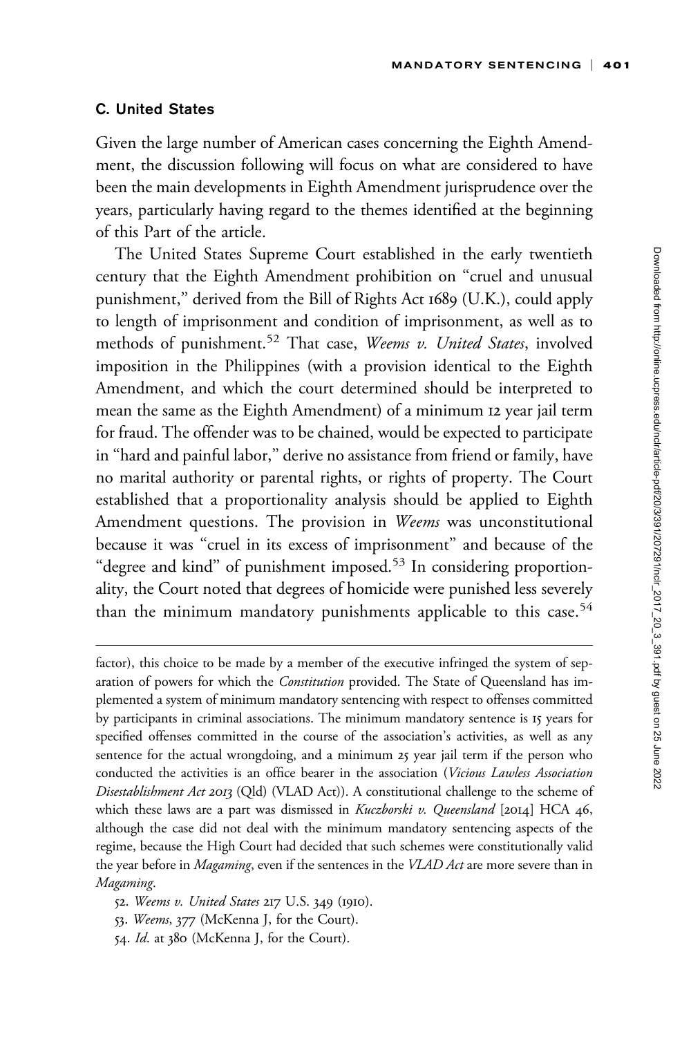### C. United States

Given the large number of American cases concerning the Eighth Amendment, the discussion following will focus on what are considered to have been the main developments in Eighth Amendment jurisprudence over the years, particularly having regard to the themes identified at the beginning of this Part of the article.

The United States Supreme Court established in the early twentieth century that the Eighth Amendment prohibition on "cruel and unusual punishment," derived from the Bill of Rights Act 1689 (U.K.), could apply to length of imprisonment and condition of imprisonment, as well as to methods of punishment.[52] That case, *Weems v. United States*, involved imposition in the Philippines (with a provision identical to the Eighth Amendment, and which the court determined should be interpreted to mean the same as the Eighth Amendment) of a minimum 12 year jail term for fraud. The offender was to be chained, would be expected to participate in "hard and painful labor," derive no assistance from friend or family, have no marital authority or parental rights, or rights of property. The Court established that a proportionality analysis should be applied to Eighth Amendment questions. The provision in *Weems* was unconstitutional because it was "cruel in its excess of imprisonment" and because of the "degree and kind" of punishment imposed.[53] In considering proportionality, the Court noted that degrees of homicide were punished less severely than the minimum mandatory punishments applicable to this case.[54]

---

factor), this choice to be made by a member of the executive infringed the system of separation of powers for which the *Constitution* provided. The State of Queensland has implemented a system of minimum mandatory sentencing with respect to offenses committed by participants in criminal associations. The minimum mandatory sentence is 15 years for specified offenses committed in the course of the association's activities, as well as any sentence for the actual wrongdoing, and a minimum 25 year jail term if the person who conducted the activities is an office bearer in the association (*Vicious Lawless Association Disestablishment Act 2013* (Qld) (VLAD Act)). A constitutional challenge to the scheme of which these laws are a part was dismissed in *Kuczborski v. Queensland* [2014] HCA 46, although the case did not deal with the minimum mandatory sentencing aspects of the regime, because the High Court had decided that such schemes were constitutionally valid the year before in *Magaming*, even if the sentences in the *VLAD Act* are more severe than in *Magaming*.

52. *Weems v. United States* 217 U.S. 349 (1910).

53. *Weems*, 377 (McKenna J, for the Court).

54. *Id*. at 380 (McKenna J, for the Court).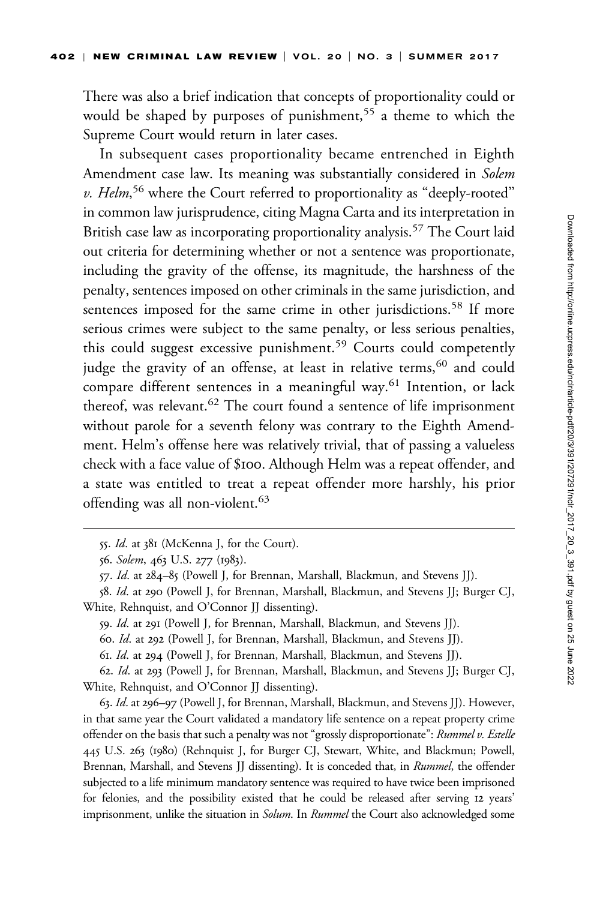There was also a brief indication that concepts of proportionality could or would be shaped by purposes of punishment,[55] a theme to which the Supreme Court would return in later cases.

In subsequent cases proportionality became entrenched in Eighth Amendment case law. Its meaning was substantially considered in *Solem v. Helm*,[56] where the Court referred to proportionality as "deeply-rooted" in common law jurisprudence, citing Magna Carta and its interpretation in British case law as incorporating proportionality analysis.[57] The Court laid out criteria for determining whether or not a sentence was proportionate, including the gravity of the offense, its magnitude, the harshness of the penalty, sentences imposed on other criminals in the same jurisdiction, and sentences imposed for the same crime in other jurisdictions.[58] If more serious crimes were subject to the same penalty, or less serious penalties, this could suggest excessive punishment.[59] Courts could competently judge the gravity of an offense, at least in relative terms,[60] and could compare different sentences in a meaningful way.[61] Intention, or lack thereof, was relevant.[62] The court found a sentence of life imprisonment without parole for a seventh felony was contrary to the Eighth Amendment. Helm's offense here was relatively trivial, that of passing a valueless check with a face value of $100. Although Helm was a repeat offender, and a state was entitled to treat a repeat offender more harshly, his prior offending was all non-violent.[63]

---

55. *Id*. at 381 (McKenna J, for the Court).

56. *Solem*, 463 U.S. 277 (1983).

57. *Id*. at 284–85 (Powell J, for Brennan, Marshall, Blackmun, and Stevens JJ).

58. *Id*. at 290 (Powell J, for Brennan, Marshall, Blackmun, and Stevens JJ; Burger CJ, White, Rehnquist, and O'Connor JJ dissenting).

59. *Id*. at 291 (Powell J, for Brennan, Marshall, Blackmun, and Stevens JJ).

60. *Id*. at 292 (Powell J, for Brennan, Marshall, Blackmun, and Stevens JJ).

61. *Id*. at 294 (Powell J, for Brennan, Marshall, Blackmun, and Stevens JJ).

62. *Id*. at 293 (Powell J, for Brennan, Marshall, Blackmun, and Stevens JJ; Burger CJ, White, Rehnquist, and O'Connor JJ dissenting).

63. *Id*. at 296–97 (Powell J, for Brennan, Marshall, Blackmun, and Stevens JJ). However, in that same year the Court validated a mandatory life sentence on a repeat property crime offender on the basis that such a penalty was not "grossly disproportionate": *Rummel v. Estelle* 445 U.S. 263 (1980) (Rehnquist J, for Burger CJ, Stewart, White, and Blackmun; Powell, Brennan, Marshall, and Stevens JJ dissenting). It is conceded that, in *Rummel*, the offender subjected to a life minimum mandatory sentence was required to have twice been imprisoned for felonies, and the possibility existed that he could be released after serving 12 years' imprisonment, unlike the situation in *Solum*. In *Rummel* the Court also acknowledged some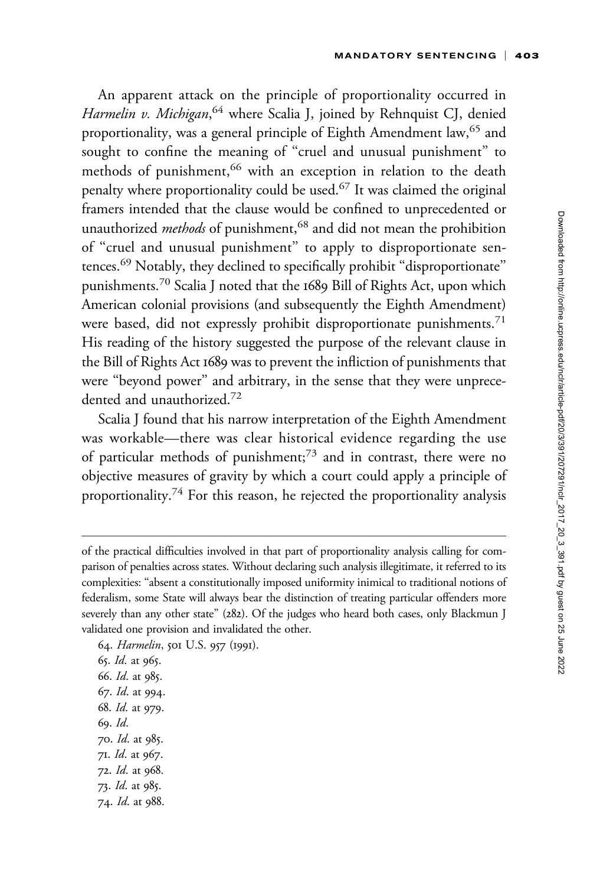An apparent attack on the principle of proportionality occurred in *Harmelin v. Michigan*,[64] where Scalia J, joined by Rehnquist CJ, denied proportionality, was a general principle of Eighth Amendment law,[65] and sought to confine the meaning of "cruel and unusual punishment" to methods of punishment,[66] with an exception in relation to the death penalty where proportionality could be used.[67] It was claimed the original framers intended that the clause would be confined to unprecedented or unauthorized *methods* of punishment,[68] and did not mean the prohibition of "cruel and unusual punishment" to apply to disproportionate sentences.[69] Notably, they declined to specifically prohibit "disproportionate" punishments.[70] Scalia J noted that the 1689 Bill of Rights Act, upon which American colonial provisions (and subsequently the Eighth Amendment) were based, did not expressly prohibit disproportionate punishments.[71] His reading of the history suggested the purpose of the relevant clause in the Bill of Rights Act 1689 was to prevent the infliction of punishments that were "beyond power" and arbitrary, in the sense that they were unprecedented and unauthorized.[72]

Scalia J found that his narrow interpretation of the Eighth Amendment was workable—there was clear historical evidence regarding the use of particular methods of punishment;[73] and in contrast, there were no objective measures of gravity by which a court could apply a principle of proportionality.[74] For this reason, he rejected the proportionality analysis

---

of the practical difficulties involved in that part of proportionality analysis calling for comparison of penalties across states. Without declaring such analysis illegitimate, it referred to its complexities: "absent a constitutionally imposed uniformity inimical to traditional notions of federalism, some State will always bear the distinction of treating particular offenders more severely than any other state" (282). Of the judges who heard both cases, only Blackmun J validated one provision and invalidated the other.

64. *Harmelin*, 501 U.S. 957 (1991).
65. *Id*. at 965.
66. *Id*. at 985.
67. *Id*. at 994.
68. *Id*. at 979.
69. *Id*.
70. *Id*. at 985.
71. *Id*. at 967.
72. *Id*. at 968.
73. *Id*. at 985.
74. *Id*. at 988.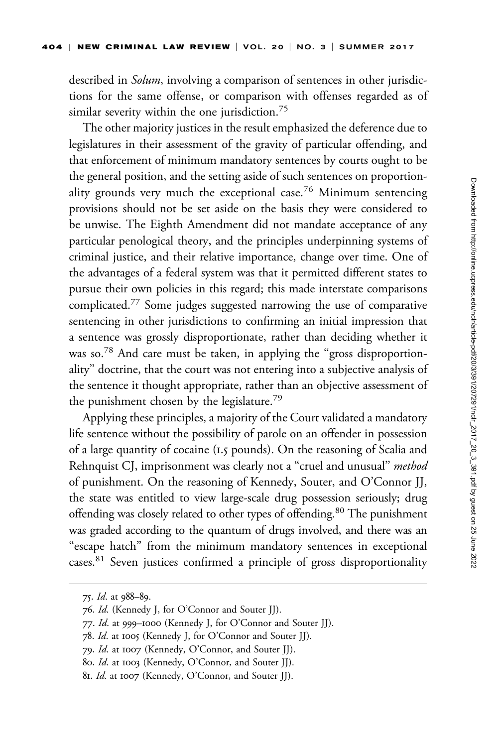described in *Solum*, involving a comparison of sentences in other jurisdictions for the same offense, or comparison with offenses regarded as of similar severity within the one jurisdiction.[75]

The other majority justices in the result emphasized the deference due to legislatures in their assessment of the gravity of particular offending, and that enforcement of minimum mandatory sentences by courts ought to be the general position, and the setting aside of such sentences on proportionality grounds very much the exceptional case.[76] Minimum sentencing provisions should not be set aside on the basis they were considered to be unwise. The Eighth Amendment did not mandate acceptance of any particular penological theory, and the principles underpinning systems of criminal justice, and their relative importance, change over time. One of the advantages of a federal system was that it permitted different states to pursue their own policies in this regard; this made interstate comparisons complicated.[77] Some judges suggested narrowing the use of comparative sentencing in other jurisdictions to confirming an initial impression that a sentence was grossly disproportionate, rather than deciding whether it was so.[78] And care must be taken, in applying the "gross disproportionality" doctrine, that the court was not entering into a subjective analysis of the sentence it thought appropriate, rather than an objective assessment of the punishment chosen by the legislature.[79]

Applying these principles, a majority of the Court validated a mandatory life sentence without the possibility of parole on an offender in possession of a large quantity of cocaine (1.5 pounds). On the reasoning of Scalia and Rehnquist CJ, imprisonment was clearly not a "cruel and unusual" *method* of punishment. On the reasoning of Kennedy, Souter, and O'Connor JJ, the state was entitled to view large-scale drug possession seriously; drug offending was closely related to other types of offending.[80] The punishment was graded according to the quantum of drugs involved, and there was an "escape hatch" from the minimum mandatory sentences in exceptional cases.[81] Seven justices confirmed a principle of gross disproportionality

---

75. *Id*. at 988–89.

76. *Id*. (Kennedy J, for O'Connor and Souter JJ).

77. *Id*. at 999–1000 (Kennedy J, for O'Connor and Souter JJ).

78. *Id*. at 1005 (Kennedy J, for O'Connor and Souter JJ).

79. *Id*. at 1007 (Kennedy, O'Connor, and Souter JJ).

80. *Id*. at 1003 (Kennedy, O'Connor, and Souter JJ).

81. *Id*. at 1007 (Kennedy, O'Connor, and Souter JJ).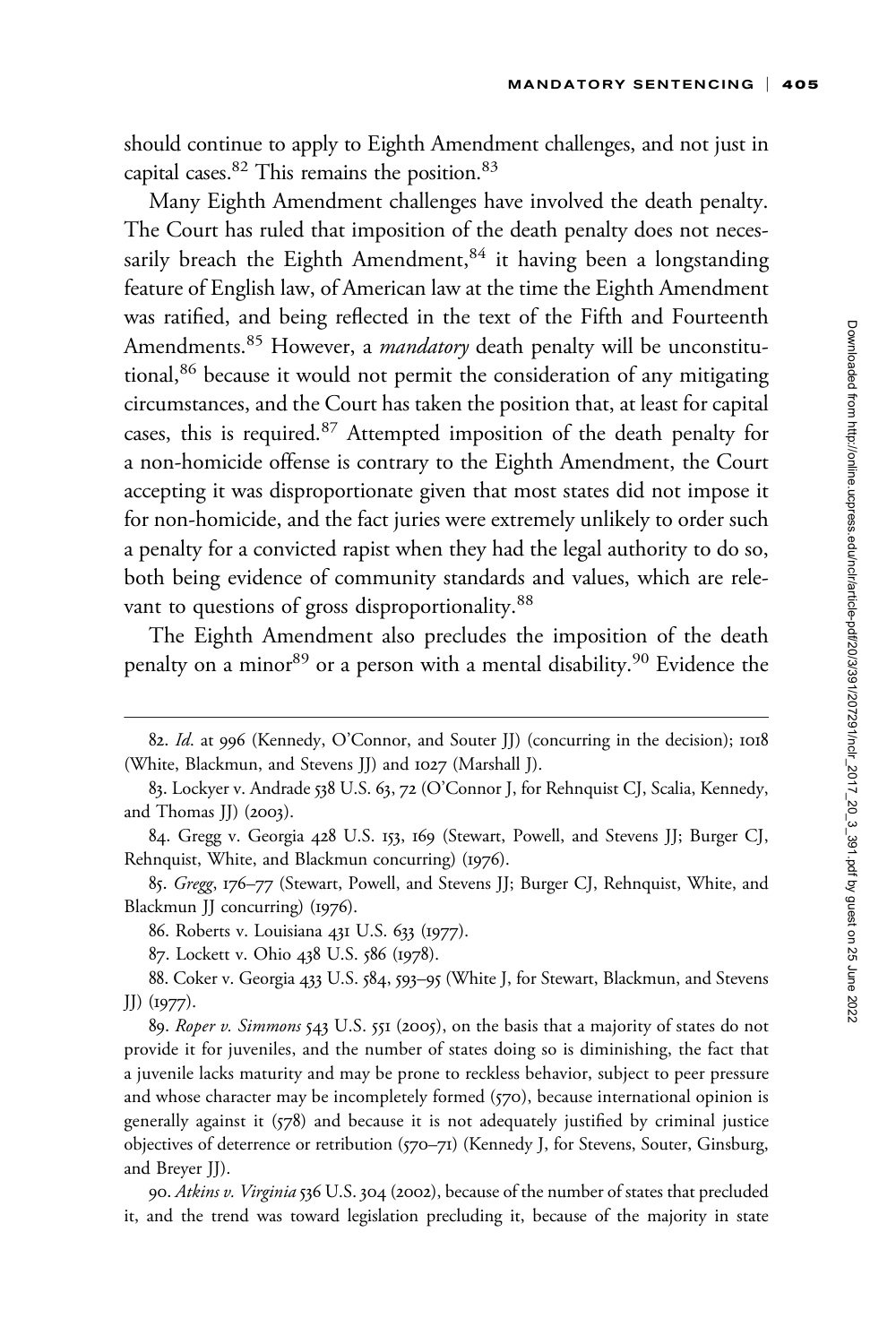should continue to apply to Eighth Amendment challenges, and not just in capital cases.[82] This remains the position.[83]

Many Eighth Amendment challenges have involved the death penalty. The Court has ruled that imposition of the death penalty does not necessarily breach the Eighth Amendment,[84] it having been a longstanding feature of English law, of American law at the time the Eighth Amendment was ratified, and being reflected in the text of the Fifth and Fourteenth Amendments.[85] However, a *mandatory* death penalty will be unconstitutional,[86] because it would not permit the consideration of any mitigating circumstances, and the Court has taken the position that, at least for capital cases, this is required.[87] Attempted imposition of the death penalty for a non-homicide offense is contrary to the Eighth Amendment, the Court accepting it was disproportionate given that most states did not impose it for non-homicide, and the fact juries were extremely unlikely to order such a penalty for a convicted rapist when they had the legal authority to do so, both being evidence of community standards and values, which are relevant to questions of gross disproportionality.[88]

The Eighth Amendment also precludes the imposition of the death penalty on a minor[89] or a person with a mental disability.[90] Evidence the

---

82. *Id*. at 996 (Kennedy, O'Connor, and Souter JJ) (concurring in the decision); 1018 (White, Blackmun, and Stevens JJ) and 1027 (Marshall J).

83. Lockyer v. Andrade 538 U.S. 63, 72 (O'Connor J, for Rehnquist CJ, Scalia, Kennedy, and Thomas JJ) (2003).

84. Gregg v. Georgia 428 U.S. 153, 169 (Stewart, Powell, and Stevens JJ; Burger CJ, Rehnquist, White, and Blackmun concurring) (1976).

85. *Gregg*, 176–77 (Stewart, Powell, and Stevens JJ; Burger CJ, Rehnquist, White, and Blackmun JJ concurring) (1976).

86. Roberts v. Louisiana 431 U.S. 633 (1977).

87. Lockett v. Ohio 438 U.S. 586 (1978).

88. Coker v. Georgia 433 U.S. 584, 593–95 (White J, for Stewart, Blackmun, and Stevens JJ) (1977).

89. *Roper v. Simmons* 543 U.S. 551 (2005), on the basis that a majority of states do not provide it for juveniles, and the number of states doing so is diminishing, the fact that a juvenile lacks maturity and may be prone to reckless behavior, subject to peer pressure and whose character may be incompletely formed (570), because international opinion is generally against it (578) and because it is not adequately justified by criminal justice objectives of deterrence or retribution (570–71) (Kennedy J, for Stevens, Souter, Ginsburg, and Breyer JJ).

90. *Atkins v. Virginia* 536 U.S. 304 (2002), because of the number of states that precluded it, and the trend was toward legislation precluding it, because of the majority in state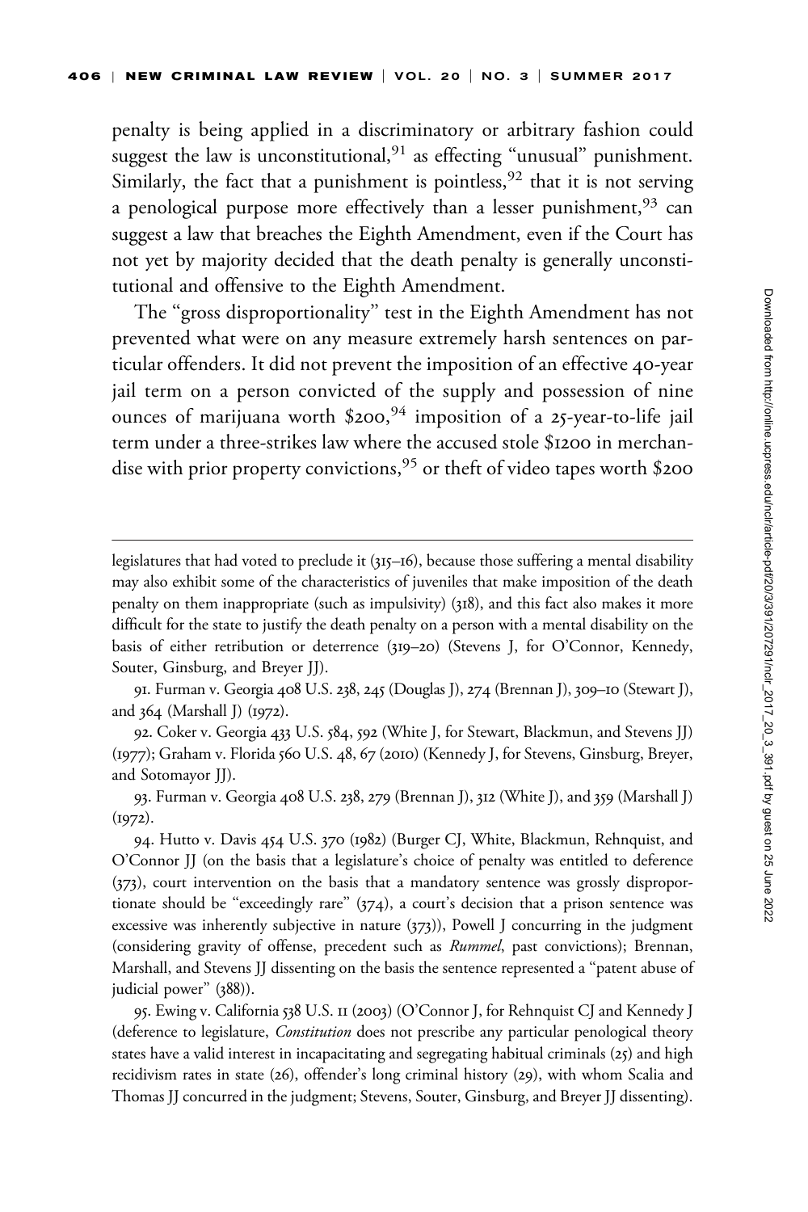penalty is being applied in a discriminatory or arbitrary fashion could suggest the law is unconstitutional,[91] as effecting "unusual" punishment. Similarly, the fact that a punishment is pointless,[92] that it is not serving a penological purpose more effectively than a lesser punishment,[93] can suggest a law that breaches the Eighth Amendment, even if the Court has not yet by majority decided that the death penalty is generally unconstitutional and offensive to the Eighth Amendment.

The "gross disproportionality" test in the Eighth Amendment has not prevented what were on any measure extremely harsh sentences on particular offenders. It did not prevent the imposition of an effective 40-year jail term on a person convicted of the supply and possession of nine ounces of marijuana worth $200,[94] imposition of a 25-year-to-life jail term under a three-strikes law where the accused stole $1200 in merchandise with prior property convictions,[95] or theft of video tapes worth $200

---

legislatures that had voted to preclude it (315–16), because those suffering a mental disability may also exhibit some of the characteristics of juveniles that make imposition of the death penalty on them inappropriate (such as impulsivity) (318), and this fact also makes it more difficult for the state to justify the death penalty on a person with a mental disability on the basis of either retribution or deterrence (319–20) (Stevens J, for O'Connor, Kennedy, Souter, Ginsburg, and Breyer JJ).

91. Furman v. Georgia 408 U.S. 238, 245 (Douglas J), 274 (Brennan J), 309–10 (Stewart J), and 364 (Marshall J) (1972).

92. Coker v. Georgia 433 U.S. 584, 592 (White J, for Stewart, Blackmun, and Stevens JJ) (1977); Graham v. Florida 560 U.S. 48, 67 (2010) (Kennedy J, for Stevens, Ginsburg, Breyer, and Sotomayor JJ).

93. Furman v. Georgia 408 U.S. 238, 279 (Brennan J), 312 (White J), and 359 (Marshall J) (1972).

94. Hutto v. Davis 454 U.S. 370 (1982) (Burger CJ, White, Blackmun, Rehnquist, and O'Connor JJ (on the basis that a legislature's choice of penalty was entitled to deference (373), court intervention on the basis that a mandatory sentence was grossly disproportionate should be "exceedingly rare" (374), a court's decision that a prison sentence was excessive was inherently subjective in nature (373)), Powell J concurring in the judgment (considering gravity of offense, precedent such as *Rummel*, past convictions); Brennan, Marshall, and Stevens JJ dissenting on the basis the sentence represented a "patent abuse of judicial power" (388)).

95. Ewing v. California 538 U.S. 11 (2003) (O'Connor J, for Rehnquist CJ and Kennedy J (deference to legislature, *Constitution* does not prescribe any particular penological theory states have a valid interest in incapacitating and segregating habitual criminals (25) and high recidivism rates in state (26), offender's long criminal history (29), with whom Scalia and Thomas JJ concurred in the judgment; Stevens, Souter, Ginsburg, and Breyer JJ dissenting).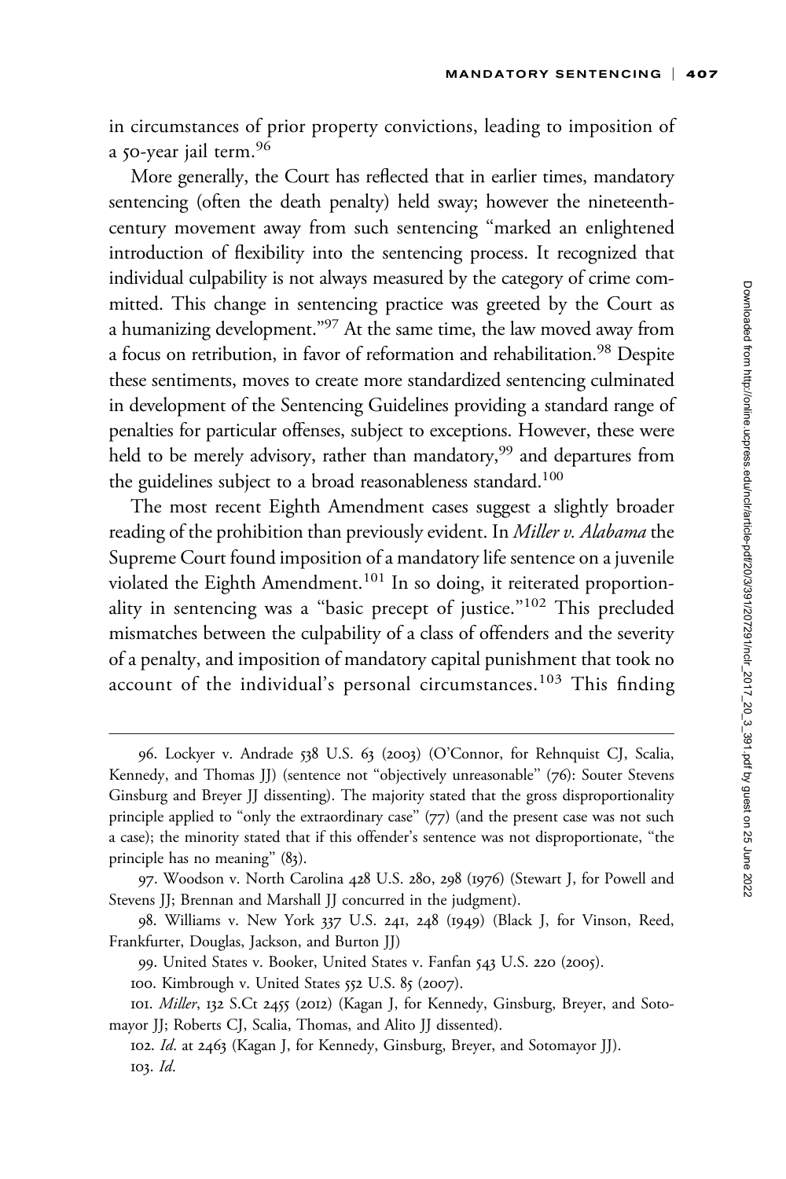in circumstances of prior property convictions, leading to imposition of a 50-year jail term.[96]

More generally, the Court has reflected that in earlier times, mandatory sentencing (often the death penalty) held sway; however the nineteenth-century movement away from such sentencing "marked an enlightened introduction of flexibility into the sentencing process. It recognized that individual culpability is not always measured by the category of crime committed. This change in sentencing practice was greeted by the Court as a humanizing development."[97] At the same time, the law moved away from a focus on retribution, in favor of reformation and rehabilitation.[98] Despite these sentiments, moves to create more standardized sentencing culminated in development of the Sentencing Guidelines providing a standard range of penalties for particular offenses, subject to exceptions. However, these were held to be merely advisory, rather than mandatory,[99] and departures from the guidelines subject to a broad reasonableness standard.[100]

The most recent Eighth Amendment cases suggest a slightly broader reading of the prohibition than previously evident. In *Miller v. Alabama* the Supreme Court found imposition of a mandatory life sentence on a juvenile violated the Eighth Amendment.[101] In so doing, it reiterated proportionality in sentencing was a "basic precept of justice."[102] This precluded mismatches between the culpability of a class of offenders and the severity of a penalty, and imposition of mandatory capital punishment that took no account of the individual's personal circumstances.[103] This finding

---

96. Lockyer v. Andrade 538 U.S. 63 (2003) (O'Connor, for Rehnquist CJ, Scalia, Kennedy, and Thomas JJ) (sentence not "objectively unreasonable" (76): Souter Stevens Ginsburg and Breyer JJ dissenting). The majority stated that the gross disproportionality principle applied to "only the extraordinary case" (77) (and the present case was not such a case); the minority stated that if this offender's sentence was not disproportionate, "the principle has no meaning" (83).

97. Woodson v. North Carolina 428 U.S. 280, 298 (1976) (Stewart J, for Powell and Stevens JJ; Brennan and Marshall JJ concurred in the judgment).

98. Williams v. New York 337 U.S. 241, 248 (1949) (Black J, for Vinson, Reed, Frankfurter, Douglas, Jackson, and Burton JJ)

99. United States v. Booker, United States v. Fanfan 543 U.S. 220 (2005).

100. Kimbrough v. United States 552 U.S. 85 (2007).

101. *Miller*, 132 S.Ct 2455 (2012) (Kagan J, for Kennedy, Ginsburg, Breyer, and Sotomayor JJ; Roberts CJ, Scalia, Thomas, and Alito JJ dissented).

102. *Id.* at 2463 (Kagan J, for Kennedy, Ginsburg, Breyer, and Sotomayor JJ).

103. *Id.*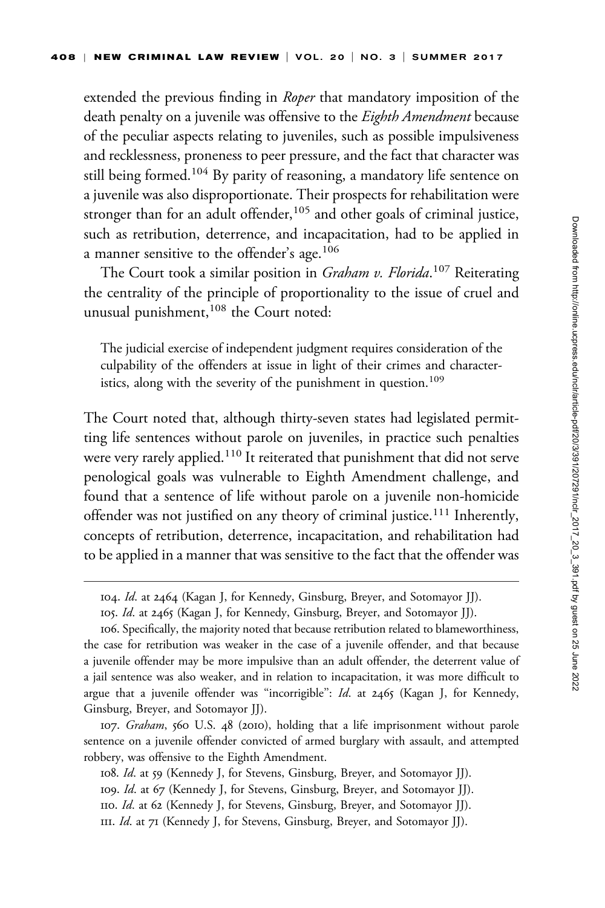extended the previous finding in *Roper* that mandatory imposition of the death penalty on a juvenile was offensive to the *Eighth Amendment* because of the peculiar aspects relating to juveniles, such as possible impulsiveness and recklessness, proneness to peer pressure, and the fact that character was still being formed.[104] By parity of reasoning, a mandatory life sentence on a juvenile was also disproportionate. Their prospects for rehabilitation were stronger than for an adult offender,[105] and other goals of criminal justice, such as retribution, deterrence, and incapacitation, had to be applied in a manner sensitive to the offender's age.[106]

The Court took a similar position in *Graham v. Florida*.[107] Reiterating the centrality of the principle of proportionality to the issue of cruel and unusual punishment,[108] the Court noted:

> The judicial exercise of independent judgment requires consideration of the culpability of the offenders at issue in light of their crimes and characteristics, along with the severity of the punishment in question.[109]

The Court noted that, although thirty-seven states had legislated permitting life sentences without parole on juveniles, in practice such penalties were very rarely applied.[110] It reiterated that punishment that did not serve penological goals was vulnerable to Eighth Amendment challenge, and found that a sentence of life without parole on a juvenile non-homicide offender was not justified on any theory of criminal justice.[111] Inherently, concepts of retribution, deterrence, incapacitation, and rehabilitation had to be applied in a manner that was sensitive to the fact that the offender was

---

104. *Id*. at 2464 (Kagan J, for Kennedy, Ginsburg, Breyer, and Sotomayor JJ).

105. *Id*. at 2465 (Kagan J, for Kennedy, Ginsburg, Breyer, and Sotomayor JJ).

106. Specifically, the majority noted that because retribution related to blameworthiness, the case for retribution was weaker in the case of a juvenile offender, and that because a juvenile offender may be more impulsive than an adult offender, the deterrent value of a jail sentence was also weaker, and in relation to incapacitation, it was more difficult to argue that a juvenile offender was "incorrigible": *Id*. at 2465 (Kagan J, for Kennedy, Ginsburg, Breyer, and Sotomayor JJ).

107. *Graham*, 560 U.S. 48 (2010), holding that a life imprisonment without parole sentence on a juvenile offender convicted of armed burglary with assault, and attempted robbery, was offensive to the Eighth Amendment.

108. *Id*. at 59 (Kennedy J, for Stevens, Ginsburg, Breyer, and Sotomayor JJ).

109. *Id*. at 67 (Kennedy J, for Stevens, Ginsburg, Breyer, and Sotomayor JJ).

110. *Id*. at 62 (Kennedy J, for Stevens, Ginsburg, Breyer, and Sotomayor JJ).

111. *Id*. at 71 (Kennedy J, for Stevens, Ginsburg, Breyer, and Sotomayor JJ).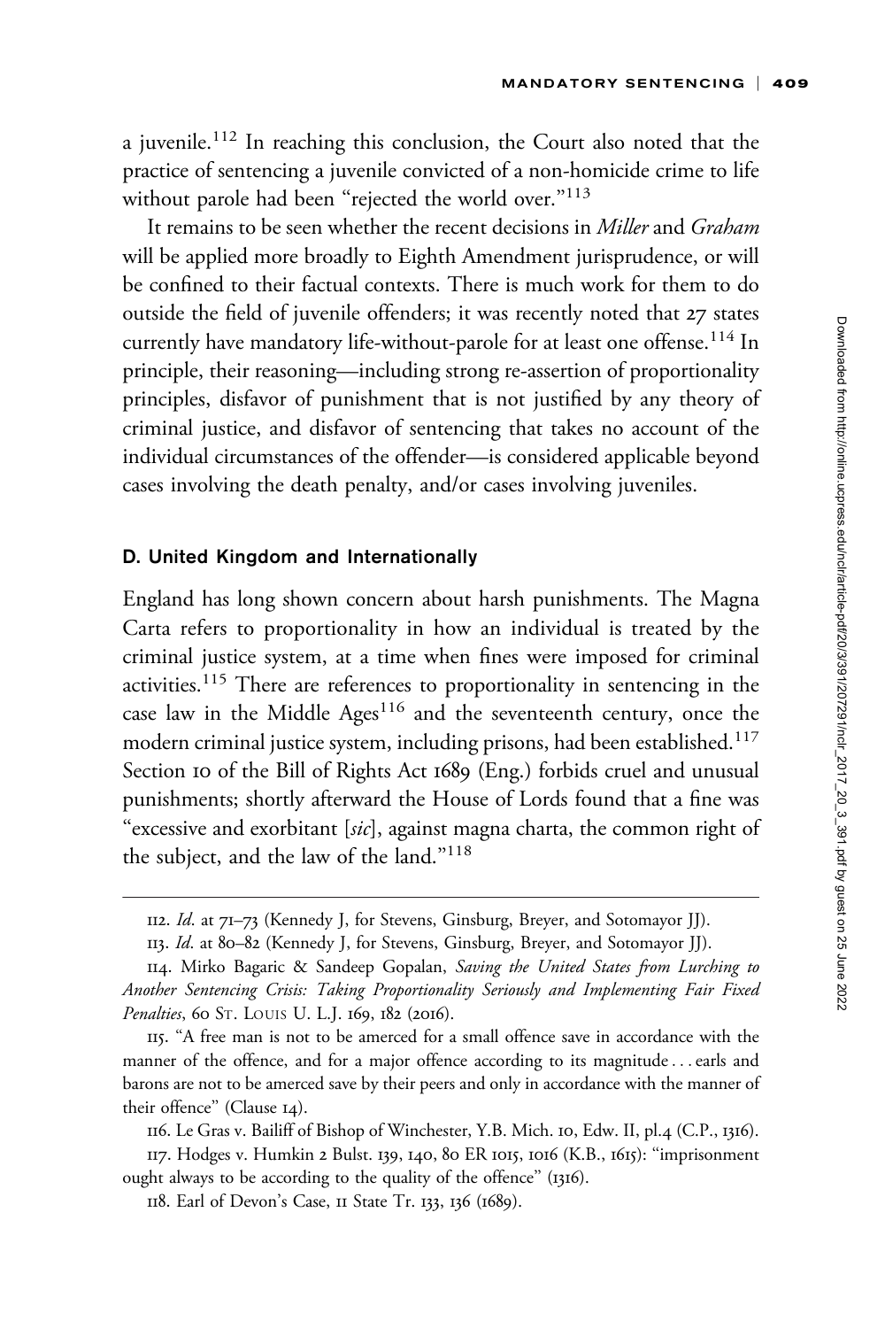a juvenile.[112] In reaching this conclusion, the Court also noted that the practice of sentencing a juvenile convicted of a non-homicide crime to life without parole had been "rejected the world over."[113]

It remains to be seen whether the recent decisions in *Miller* and *Graham* will be applied more broadly to Eighth Amendment jurisprudence, or will be confined to their factual contexts. There is much work for them to do outside the field of juvenile offenders; it was recently noted that 27 states currently have mandatory life-without-parole for at least one offense.[114] In principle, their reasoning—including strong re-assertion of proportionality principles, disfavor of punishment that is not justified by any theory of criminal justice, and disfavor of sentencing that takes no account of the individual circumstances of the offender—is considered applicable beyond cases involving the death penalty, and/or cases involving juveniles.

### D. United Kingdom and Internationally

England has long shown concern about harsh punishments. The Magna Carta refers to proportionality in how an individual is treated by the criminal justice system, at a time when fines were imposed for criminal activities.[115] There are references to proportionality in sentencing in the case law in the Middle Ages[116] and the seventeenth century, once the modern criminal justice system, including prisons, had been established.[117] Section 10 of the Bill of Rights Act 1689 (Eng.) forbids cruel and unusual punishments; shortly afterward the House of Lords found that a fine was "excessive and exorbitant [*sic*], against magna charta, the common right of the subject, and the law of the land."[118]

---

112. *Id.* at 71–73 (Kennedy J, for Stevens, Ginsburg, Breyer, and Sotomayor JJ).

113. *Id.* at 80–82 (Kennedy J, for Stevens, Ginsburg, Breyer, and Sotomayor JJ).

114. Mirko Bagaric & Sandeep Gopalan, *Saving the United States from Lurching to Another Sentencing Crisis: Taking Proportionality Seriously and Implementing Fair Fixed Penalties*, 60 St. Louis U. L.J. 169, 182 (2016).

115. "A free man is not to be amerced for a small offence save in accordance with the manner of the offence, and for a major offence according to its magnitude . . . earls and barons are not to be amerced save by their peers and only in accordance with the manner of their offence" (Clause 14).

116. Le Gras v. Bailiff of Bishop of Winchester, Y.B. Mich. 10, Edw. II, pl.4 (C.P., 1316).

117. Hodges v. Humkin 2 Bulst. 139, 140, 80 ER 1015, 1016 (K.B., 1615): "imprisonment ought always to be according to the quality of the offence" (1316).

118. Earl of Devon's Case, 11 State Tr. 133, 136 (1689).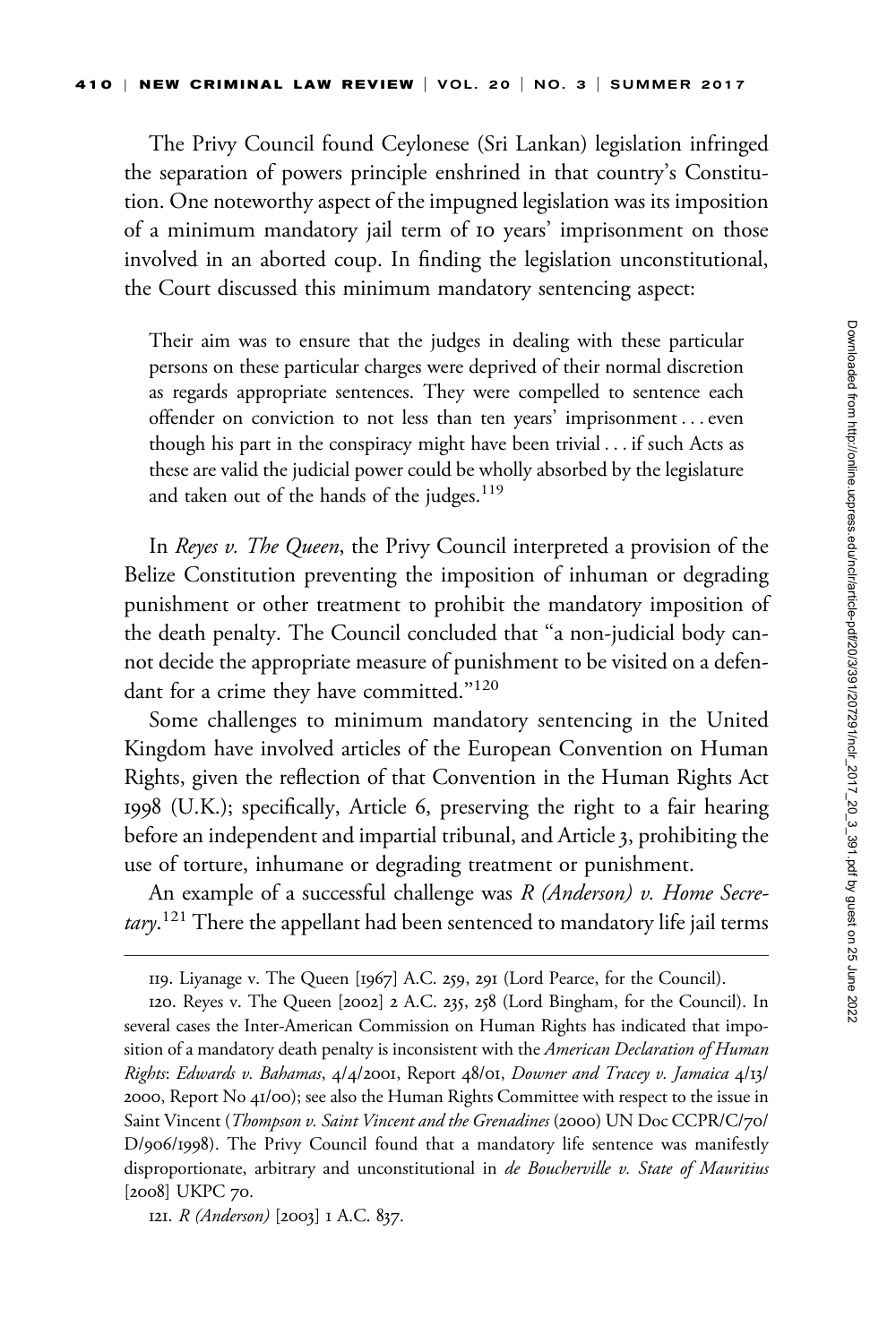The Privy Council found Ceylonese (Sri Lankan) legislation infringed the separation of powers principle enshrined in that country's Constitution. One noteworthy aspect of the impugned legislation was its imposition of a minimum mandatory jail term of 10 years' imprisonment on those involved in an aborted coup. In finding the legislation unconstitutional, the Court discussed this minimum mandatory sentencing aspect:

> Their aim was to ensure that the judges in dealing with these particular persons on these particular charges were deprived of their normal discretion as regards appropriate sentences. They were compelled to sentence each offender on conviction to not less than ten years' imprisonment . . . even though his part in the conspiracy might have been trivial . . . if such Acts as these are valid the judicial power could be wholly absorbed by the legislature and taken out of the hands of the judges.[119]

In *Reyes v. The Queen*, the Privy Council interpreted a provision of the Belize Constitution preventing the imposition of inhuman or degrading punishment or other treatment to prohibit the mandatory imposition of the death penalty. The Council concluded that "a non-judicial body cannot decide the appropriate measure of punishment to be visited on a defendant for a crime they have committed."[120]

Some challenges to minimum mandatory sentencing in the United Kingdom have involved articles of the European Convention on Human Rights, given the reflection of that Convention in the Human Rights Act 1998 (U.K.); specifically, Article 6, preserving the right to a fair hearing before an independent and impartial tribunal, and Article 3, prohibiting the use of torture, inhumane or degrading treatment or punishment.

An example of a successful challenge was *R (Anderson) v. Home Secretary*.[121] There the appellant had been sentenced to mandatory life jail terms

---

119. Liyanage v. The Queen [1967] A.C. 259, 291 (Lord Pearce, for the Council).

120. Reyes v. The Queen [2002] 2 A.C. 235, 258 (Lord Bingham, for the Council). In several cases the Inter-American Commission on Human Rights has indicated that imposition of a mandatory death penalty is inconsistent with the *American Declaration of Human Rights*: *Edwards v. Bahamas*, 4/4/2001, Report 48/01, *Downer and Tracey v. Jamaica* 4/13/2000, Report No 41/00); see also the Human Rights Committee with respect to the issue in Saint Vincent (*Thompson v. Saint Vincent and the Grenadines* (2000) UN Doc CCPR/C/70/D/906/1998). The Privy Council found that a mandatory life sentence was manifestly disproportionate, arbitrary and unconstitutional in *de Boucherville v. State of Mauritius* [2008] UKPC 70.

121. *R (Anderson)* [2003] 1 A.C. 837.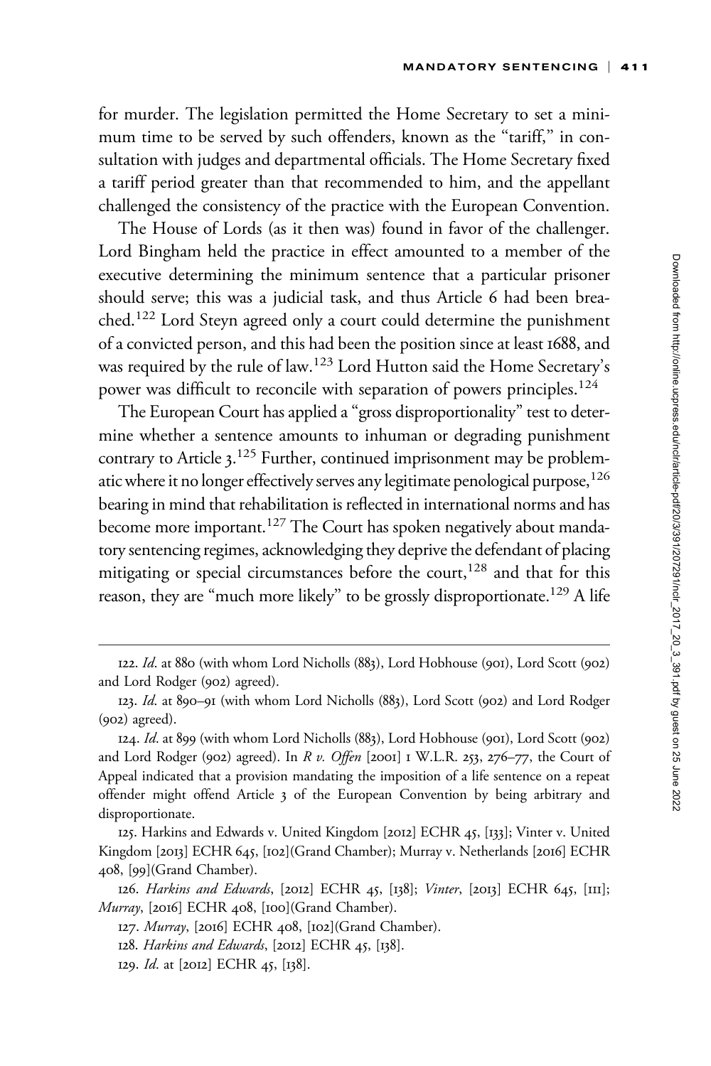for murder. The legislation permitted the Home Secretary to set a minimum time to be served by such offenders, known as the "tariff," in consultation with judges and departmental officials. The Home Secretary fixed a tariff period greater than that recommended to him, and the appellant challenged the consistency of the practice with the European Convention.

The House of Lords (as it then was) found in favor of the challenger. Lord Bingham held the practice in effect amounted to a member of the executive determining the minimum sentence that a particular prisoner should serve; this was a judicial task, and thus Article 6 had been breached.[122] Lord Steyn agreed only a court could determine the punishment of a convicted person, and this had been the position since at least 1688, and was required by the rule of law.[123] Lord Hutton said the Home Secretary's power was difficult to reconcile with separation of powers principles.[124]

The European Court has applied a "gross disproportionality" test to determine whether a sentence amounts to inhuman or degrading punishment contrary to Article 3.[125] Further, continued imprisonment may be problematic where it no longer effectively serves any legitimate penological purpose,[126] bearing in mind that rehabilitation is reflected in international norms and has become more important.[127] The Court has spoken negatively about mandatory sentencing regimes, acknowledging they deprive the defendant of placing mitigating or special circumstances before the court,[128] and that for this reason, they are "much more likely" to be grossly disproportionate.[129] A life

---

122. *Id*. at 880 (with whom Lord Nicholls (883), Lord Hobhouse (901), Lord Scott (902) and Lord Rodger (902) agreed).

123. *Id*. at 890–91 (with whom Lord Nicholls (883), Lord Scott (902) and Lord Rodger (902) agreed).

124. *Id*. at 899 (with whom Lord Nicholls (883), Lord Hobhouse (901), Lord Scott (902) and Lord Rodger (902) agreed). In *R v. Offen* [2001] 1 W.L.R. 253, 276–77, the Court of Appeal indicated that a provision mandating the imposition of a life sentence on a repeat offender might offend Article 3 of the European Convention by being arbitrary and disproportionate.

125. Harkins and Edwards v. United Kingdom [2012] ECHR 45, [133]; Vinter v. United Kingdom [2013] ECHR 645, [102](Grand Chamber); Murray v. Netherlands [2016] ECHR 408, [99](Grand Chamber).

126. *Harkins and Edwards*, [2012] ECHR 45, [138]; *Vinter*, [2013] ECHR 645, [111]; *Murray*, [2016] ECHR 408, [100](Grand Chamber).

127. *Murray*, [2016] ECHR 408, [102](Grand Chamber).

128. *Harkins and Edwards*, [2012] ECHR 45, [138].

129. *Id*. at [2012] ECHR 45, [138].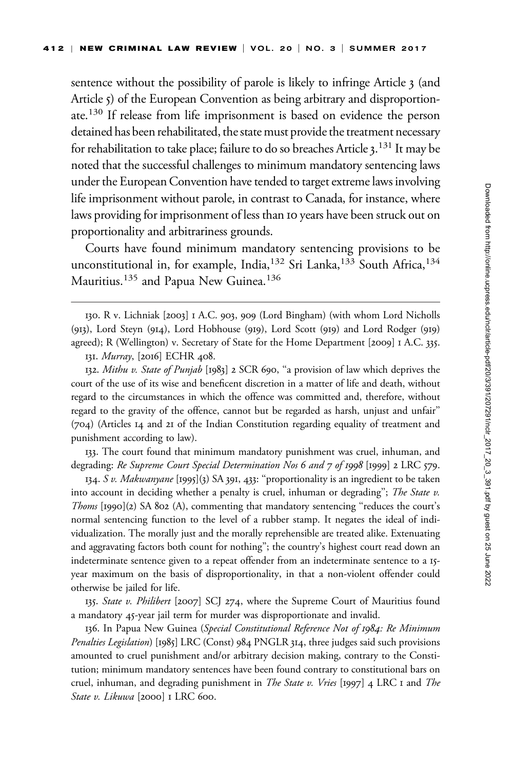sentence without the possibility of parole is likely to infringe Article 3 (and Article 5) of the European Convention as being arbitrary and disproportionate.[130] If release from life imprisonment is based on evidence the person detained has been rehabilitated, the state must provide the treatment necessary for rehabilitation to take place; failure to do so breaches Article 3.[131] It may be noted that the successful challenges to minimum mandatory sentencing laws under the European Convention have tended to target extreme laws involving life imprisonment without parole, in contrast to Canada, for instance, where laws providing for imprisonment of less than 10 years have been struck out on proportionality and arbitrariness grounds.

Courts have found minimum mandatory sentencing provisions to be unconstitutional in, for example, India,[132] Sri Lanka,[133] South Africa,[134] Mauritius.[135] and Papua New Guinea.[136]

---

130. R v. Lichniak [2003] 1 A.C. 903, 909 (Lord Bingham) (with whom Lord Nicholls (913), Lord Steyn (914), Lord Hobhouse (919), Lord Scott (919) and Lord Rodger (919) agreed); R (Wellington) v. Secretary of State for the Home Department [2009] 1 A.C. 335.

131. *Murray*, [2016] ECHR 408.

132. *Mithu v. State of Punjab* [1983] 2 SCR 690, "a provision of law which deprives the court of the use of its wise and beneficent discretion in a matter of life and death, without regard to the circumstances in which the offence was committed and, therefore, without regard to the gravity of the offence, cannot but be regarded as harsh, unjust and unfair" (704) (Articles 14 and 21 of the Indian Constitution regarding equality of treatment and punishment according to law).

133. The court found that minimum mandatory punishment was cruel, inhuman, and degrading: *Re Supreme Court Special Determination Nos 6 and 7 of 1998* [1999] 2 LRC 579.

134. *S v. Makwanyane* [1995](3) SA 391, 433: "proportionality is an ingredient to be taken into account in deciding whether a penalty is cruel, inhuman or degrading"; *The State v. Thoms* [1990](2) SA 802 (A), commenting that mandatory sentencing "reduces the court's normal sentencing function to the level of a rubber stamp. It negates the ideal of individualization. The morally just and the morally reprehensible are treated alike. Extenuating and aggravating factors both count for nothing"; the country's highest court read down an indeterminate sentence given to a repeat offender from an indeterminate sentence to a 15-year maximum on the basis of disproportionality, in that a non-violent offender could otherwise be jailed for life.

135. *State v. Philibert* [2007] SCJ 274, where the Supreme Court of Mauritius found a mandatory 45-year jail term for murder was disproportionate and invalid.

136. In Papua New Guinea (*Special Constitutional Reference No1 of 1984: Re Minimum Penalties Legislation*) [1985] LRC (Const) 984 PNGLR 314, three judges said such provisions amounted to cruel punishment and/or arbitrary decision making, contrary to the Constitution; minimum mandatory sentences have been found contrary to constitutional bars on cruel, inhuman, and degrading punishment in *The State v. Vries* [1997] 4 LRC 1 and *The State v. Likuwa* [2000] 1 LRC 600.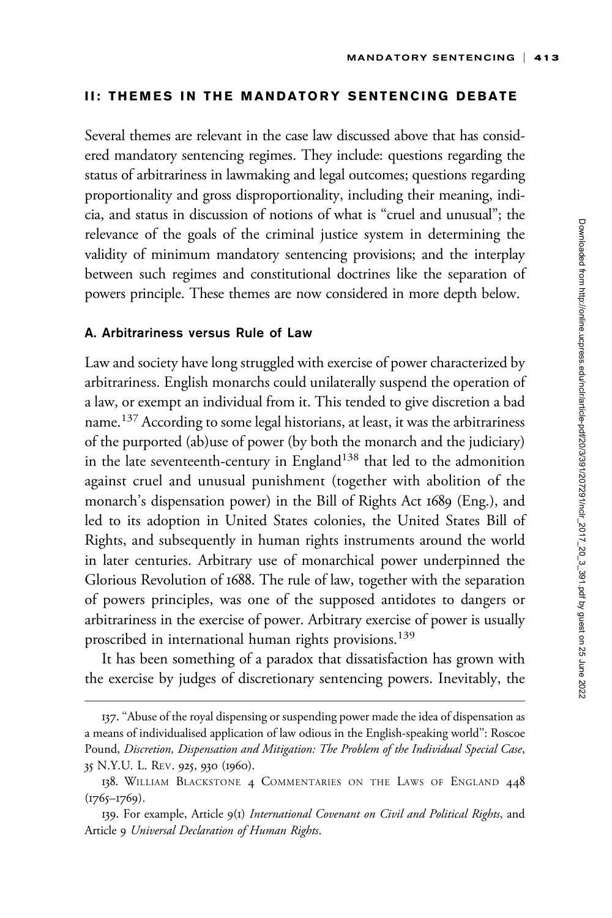## II: THEMES IN THE MANDATORY SENTENCING DEBATE

Several themes are relevant in the case law discussed above that has considered mandatory sentencing regimes. They include: questions regarding the status of arbitrariness in lawmaking and legal outcomes; questions regarding proportionality and gross disproportionality, including their meaning, indicia, and status in discussion of notions of what is "cruel and unusual"; the relevance of the goals of the criminal justice system in determining the validity of minimum mandatory sentencing provisions; and the interplay between such regimes and constitutional doctrines like the separation of powers principle. These themes are now considered in more depth below.

### A. Arbitrariness versus Rule of Law

Law and society have long struggled with exercise of power characterized by arbitrariness. English monarchs could unilaterally suspend the operation of a law, or exempt an individual from it. This tended to give discretion a bad name.[137] According to some legal historians, at least, it was the arbitrariness of the purported (ab)use of power (by both the monarch and the judiciary) in the late seventeenth-century in England[138] that led to the admonition against cruel and unusual punishment (together with abolition of the monarch's dispensation power) in the Bill of Rights Act 1689 (Eng.), and led to its adoption in United States colonies, the United States Bill of Rights, and subsequently in human rights instruments around the world in later centuries. Arbitrary use of monarchical power underpinned the Glorious Revolution of 1688. The rule of law, together with the separation of powers principles, was one of the supposed antidotes to dangers or arbitrariness in the exercise of power. Arbitrary exercise of power is usually proscribed in international human rights provisions.[139]

It has been something of a paradox that dissatisfaction has grown with the exercise by judges of discretionary sentencing powers. Inevitably, the

---

137. "Abuse of the royal dispensing or suspending power made the idea of dispensation as a means of individualised application of law odious in the English-speaking world": Roscoe Pound, *Discretion, Dispensation and Mitigation: The Problem of the Individual Special Case*, 35 N.Y.U. L. REV. 925, 930 (1960).

138. WILLIAM BLACKSTONE 4 COMMENTARIES ON THE LAWS OF ENGLAND 448 (1765–1769).

139. For example, Article 9(1) *International Covenant on Civil and Political Rights*, and Article 9 *Universal Declaration of Human Rights*.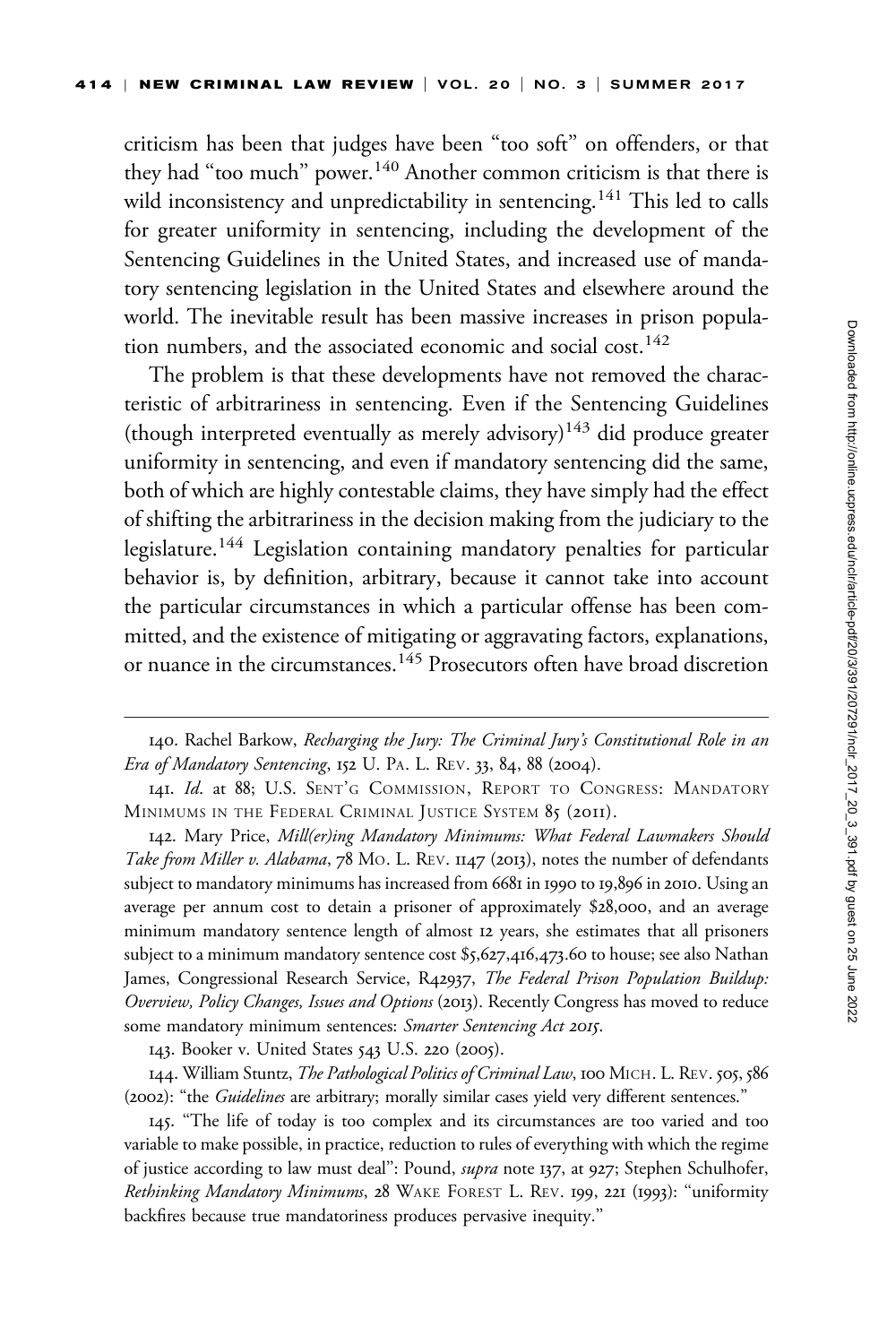criticism has been that judges have been "too soft" on offenders, or that they had "too much" power.[140] Another common criticism is that there is wild inconsistency and unpredictability in sentencing.[141] This led to calls for greater uniformity in sentencing, including the development of the Sentencing Guidelines in the United States, and increased use of mandatory sentencing legislation in the United States and elsewhere around the world. The inevitable result has been massive increases in prison population numbers, and the associated economic and social cost.[142]

The problem is that these developments have not removed the characteristic of arbitrariness in sentencing. Even if the Sentencing Guidelines (though interpreted eventually as merely advisory)[143] did produce greater uniformity in sentencing, and even if mandatory sentencing did the same, both of which are highly contestable claims, they have simply had the effect of shifting the arbitrariness in the decision making from the judiciary to the legislature.[144] Legislation containing mandatory penalties for particular behavior is, by definition, arbitrary, because it cannot take into account the particular circumstances in which a particular offense has been committed, and the existence of mitigating or aggravating factors, explanations, or nuance in the circumstances.[145] Prosecutors often have broad discretion

---

140. Rachel Barkow, *Recharging the Jury: The Criminal Jury's Constitutional Role in an Era of Mandatory Sentencing*, 152 U. PA. L. REV. 33, 84, 88 (2004).

141. *Id*. at 88; U.S. SENT'G COMMISSION, REPORT TO CONGRESS: MANDATORY MINIMUMS IN THE FEDERAL CRIMINAL JUSTICE SYSTEM 85 (2011).

142. Mary Price, *Mill(er)ing Mandatory Minimums: What Federal Lawmakers Should Take from Miller v. Alabama*, 78 MO. L. REV. 1147 (2013), notes the number of defendants subject to mandatory minimums has increased from 6681 in 1990 to 19,896 in 2010. Using an average per annum cost to detain a prisoner of approximately $28,000, and an average minimum mandatory sentence length of almost 12 years, she estimates that all prisoners subject to a minimum mandatory sentence cost $5,627,416,473.60 to house; see also Nathan James, Congressional Research Service, R42937, *The Federal Prison Population Buildup: Overview, Policy Changes, Issues and Options* (2013). Recently Congress has moved to reduce some mandatory minimum sentences: *Smarter Sentencing Act 2015*.

143. Booker v. United States 543 U.S. 220 (2005).

144. William Stuntz, *The Pathological Politics of Criminal Law*, 100 MICH. L. REV. 505, 586 (2002): "the *Guidelines* are arbitrary; morally similar cases yield very different sentences."

145. "The life of today is too complex and its circumstances are too varied and too variable to make possible, in practice, reduction to rules of everything with which the regime of justice according to law must deal": Pound, *supra* note 137, at 927; Stephen Schulhofer, *Rethinking Mandatory Minimums*, 28 WAKE FOREST L. REV. 199, 221 (1993): "uniformity backfires because true mandatoriness produces pervasive inequity."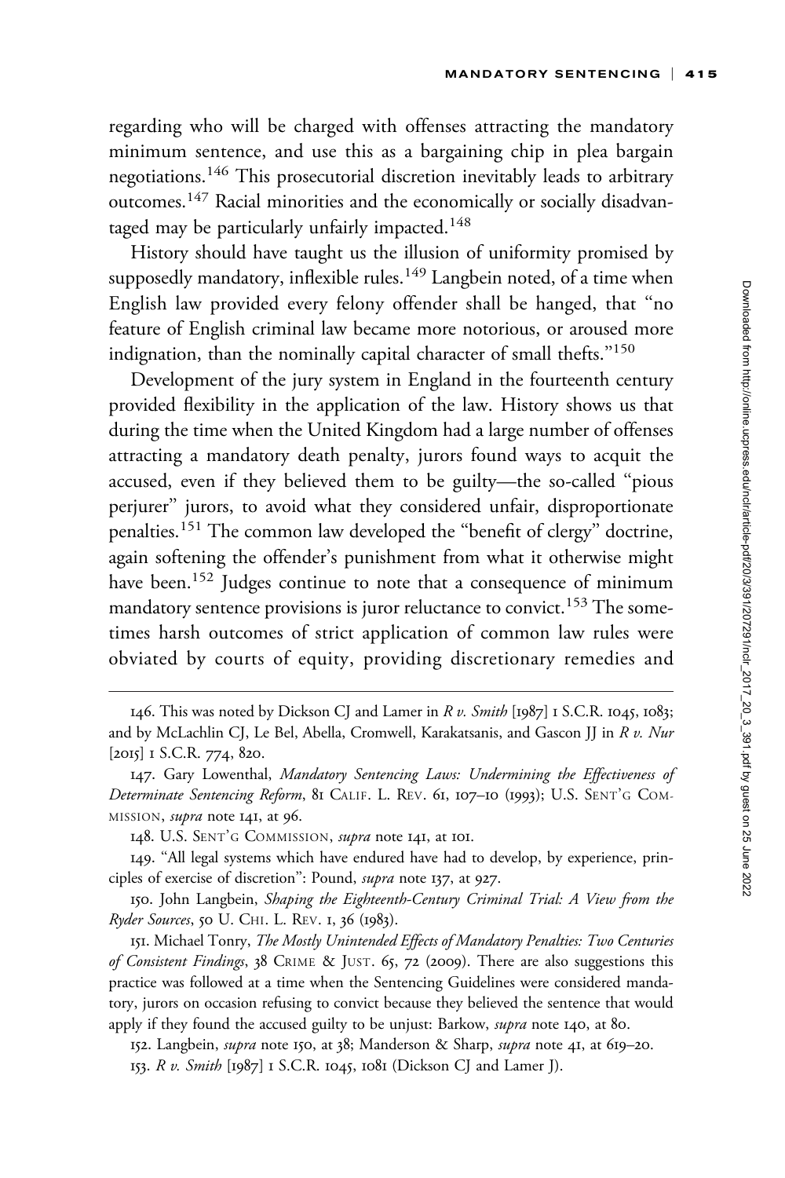regarding who will be charged with offenses attracting the mandatory minimum sentence, and use this as a bargaining chip in plea bargain negotiations.[146] This prosecutorial discretion inevitably leads to arbitrary outcomes.[147] Racial minorities and the economically or socially disadvantaged may be particularly unfairly impacted.[148]

History should have taught us the illusion of uniformity promised by supposedly mandatory, inflexible rules.[149] Langbein noted, of a time when English law provided every felony offender shall be hanged, that "no feature of English criminal law became more notorious, or aroused more indignation, than the nominally capital character of small thefts."[150]

Development of the jury system in England in the fourteenth century provided flexibility in the application of the law. History shows us that during the time when the United Kingdom had a large number of offenses attracting a mandatory death penalty, jurors found ways to acquit the accused, even if they believed them to be guilty—the so-called "pious perjurer" jurors, to avoid what they considered unfair, disproportionate penalties.[151] The common law developed the "benefit of clergy" doctrine, again softening the offender's punishment from what it otherwise might have been.[152] Judges continue to note that a consequence of minimum mandatory sentence provisions is juror reluctance to convict.[153] The sometimes harsh outcomes of strict application of common law rules were obviated by courts of equity, providing discretionary remedies and

---

146. This was noted by Dickson CJ and Lamer in *R v. Smith* [1987] 1 S.C.R. 1045, 1083; and by McLachlin CJ, Le Bel, Abella, Cromwell, Karakatsanis, and Gascon JJ in *R v. Nur* [2015] 1 S.C.R. 774, 820.

147. Gary Lowenthal, *Mandatory Sentencing Laws: Undermining the Effectiveness of Determinate Sentencing Reform*, 81 CALIF. L. REV. 61, 107–10 (1993); U.S. SENT'G COMMISSION, *supra* note 141, at 96.

148. U.S. SENT'G COMMISSION, *supra* note 141, at 101.

149. "All legal systems which have endured have had to develop, by experience, principles of exercise of discretion": Pound, *supra* note 137, at 927.

150. John Langbein, *Shaping the Eighteenth-Century Criminal Trial: A View from the Ryder Sources*, 50 U. CHI. L. REV. 1, 36 (1983).

151. Michael Tonry, *The Mostly Unintended Effects of Mandatory Penalties: Two Centuries of Consistent Findings*, 38 CRIME & JUST. 65, 72 (2009). There are also suggestions this practice was followed at a time when the Sentencing Guidelines were considered mandatory, jurors on occasion refusing to convict because they believed the sentence that would apply if they found the accused guilty to be unjust: Barkow, *supra* note 140, at 80.

152. Langbein, *supra* note 150, at 38; Manderson & Sharp, *supra* note 41, at 619–20.

153. *R v. Smith* [1987] 1 S.C.R. 1045, 1081 (Dickson CJ and Lamer J).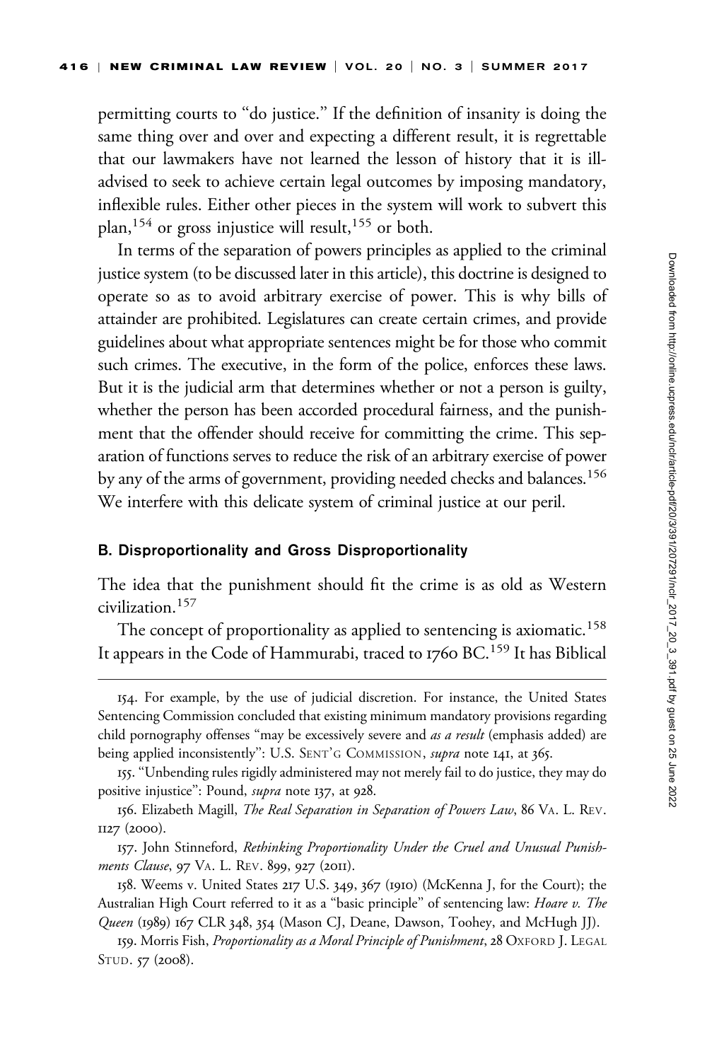permitting courts to "do justice." If the definition of insanity is doing the same thing over and over and expecting a different result, it is regrettable that our lawmakers have not learned the lesson of history that it is ill-advised to seek to achieve certain legal outcomes by imposing mandatory, inflexible rules. Either other pieces in the system will work to subvert this plan,[154] or gross injustice will result,[155] or both.

In terms of the separation of powers principles as applied to the criminal justice system (to be discussed later in this article), this doctrine is designed to operate so as to avoid arbitrary exercise of power. This is why bills of attainder are prohibited. Legislatures can create certain crimes, and provide guidelines about what appropriate sentences might be for those who commit such crimes. The executive, in the form of the police, enforces these laws. But it is the judicial arm that determines whether or not a person is guilty, whether the person has been accorded procedural fairness, and the punishment that the offender should receive for committing the crime. This separation of functions serves to reduce the risk of an arbitrary exercise of power by any of the arms of government, providing needed checks and balances.[156] We interfere with this delicate system of criminal justice at our peril.

### B. Disproportionality and Gross Disproportionality

The idea that the punishment should fit the crime is as old as Western civilization.[157]

The concept of proportionality as applied to sentencing is axiomatic.[158] It appears in the Code of Hammurabi, traced to 1760 BC.[159] It has Biblical

---

154. For example, by the use of judicial discretion. For instance, the United States Sentencing Commission concluded that existing minimum mandatory provisions regarding child pornography offenses "may be excessively severe and *as a result* (emphasis added) are being applied inconsistently": U.S. SENT'G COMMISSION, *supra* note 141, at 365.

155. "Unbending rules rigidly administered may not merely fail to do justice, they may do positive injustice": Pound, *supra* note 137, at 928.

156. Elizabeth Magill, *The Real Separation in Separation of Powers Law*, 86 VA. L. REV. 1127 (2000).

157. John Stinneford, *Rethinking Proportionality Under the Cruel and Unusual Punishments Clause*, 97 VA. L. REV. 899, 927 (2011).

158. Weems v. United States 217 U.S. 349, 367 (1910) (McKenna J, for the Court); the Australian High Court referred to it as a "basic principle" of sentencing law: *Hoare v. The Queen* (1989) 167 CLR 348, 354 (Mason CJ, Deane, Dawson, Toohey, and McHugh JJ).

159. Morris Fish, *Proportionality as a Moral Principle of Punishment*, 28 OXFORD J. LEGAL STUD. 57 (2008).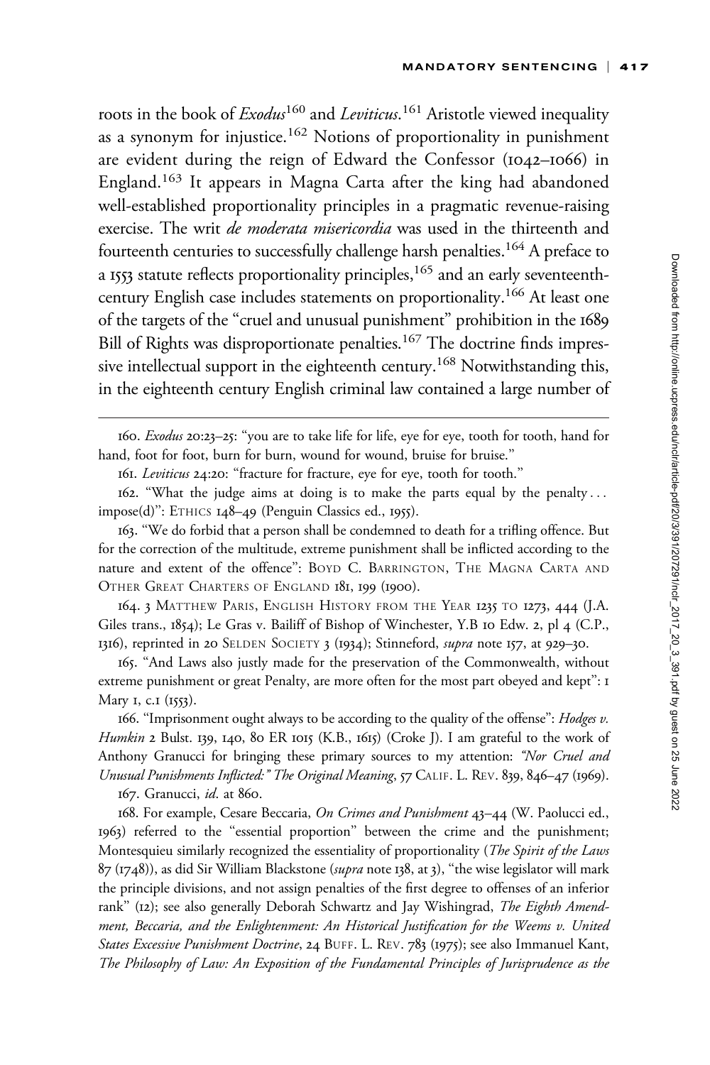roots in the book of *Exodus*[160] and *Leviticus*.[161] Aristotle viewed inequality as a synonym for injustice.[162] Notions of proportionality in punishment are evident during the reign of Edward the Confessor (1042–1066) in England.[163] It appears in Magna Carta after the king had abandoned well-established proportionality principles in a pragmatic revenue-raising exercise. The writ *de moderata misericordia* was used in the thirteenth and fourteenth centuries to successfully challenge harsh penalties.[164] A preface to a 1553 statute reflects proportionality principles,[165] and an early seventeenth-century English case includes statements on proportionality.[166] At least one of the targets of the "cruel and unusual punishment" prohibition in the 1689 Bill of Rights was disproportionate penalties.[167] The doctrine finds impressive intellectual support in the eighteenth century.[168] Notwithstanding this, in the eighteenth century English criminal law contained a large number of

---

160. *Exodus* 20:23–25: "you are to take life for life, eye for eye, tooth for tooth, hand for hand, foot for foot, burn for burn, wound for wound, bruise for bruise."

161. *Leviticus* 24:20: "fracture for fracture, eye for eye, tooth for tooth."

162. "What the judge aims at doing is to make the parts equal by the penalty . . . impose(d)": ETHICS 148–49 (Penguin Classics ed., 1955).

163. "We do forbid that a person shall be condemned to death for a trifling offence. But for the correction of the multitude, extreme punishment shall be inflicted according to the nature and extent of the offence": BOYD C. BARRINGTON, THE MAGNA CARTA AND OTHER GREAT CHARTERS OF ENGLAND 181, 199 (1900).

164. 3 MATTHEW PARIS, ENGLISH HISTORY FROM THE YEAR 1235 TO 1273, 444 (J.A. Giles trans., 1854); Le Gras v. Bailiff of Bishop of Winchester, Y.B 10 Edw. 2, pl 4 (C.P., 1316), reprinted in 20 SELDEN SOCIETY 3 (1934); Stinneford, *supra* note 157, at 929–30.

165. "And Laws also justly made for the preservation of the Commonwealth, without extreme punishment or great Penalty, are more often for the most part obeyed and kept": 1 Mary 1, c.1 (1553).

166. "Imprisonment ought always to be according to the quality of the offense": *Hodges v. Humkin* 2 Bulst. 139, 140, 80 ER 1015 (K.B., 1615) (Croke J). I am grateful to the work of Anthony Granucci for bringing these primary sources to my attention: *"Nor Cruel and Unusual Punishments Inflicted:" The Original Meaning*, 57 CALIF. L. REV. 839, 846–47 (1969).

167. Granucci, *id*. at 860.

168. For example, Cesare Beccaria, *On Crimes and Punishment* 43–44 (W. Paolucci ed., 1963) referred to the "essential proportion" between the crime and the punishment; Montesquieu similarly recognized the essentiality of proportionality (*The Spirit of the Laws* 87 (1748)), as did Sir William Blackstone (*supra* note 138, at 3), "the wise legislator will mark the principle divisions, and not assign penalties of the first degree to offenses of an inferior rank" (12); see also generally Deborah Schwartz and Jay Wishingrad, *The Eighth Amendment, Beccaria, and the Enlightenment: An Historical Justification for the Weems v. United States Excessive Punishment Doctrine*, 24 BUFF. L. REV. 783 (1975); see also Immanuel Kant, *The Philosophy of Law: An Exposition of the Fundamental Principles of Jurisprudence as the*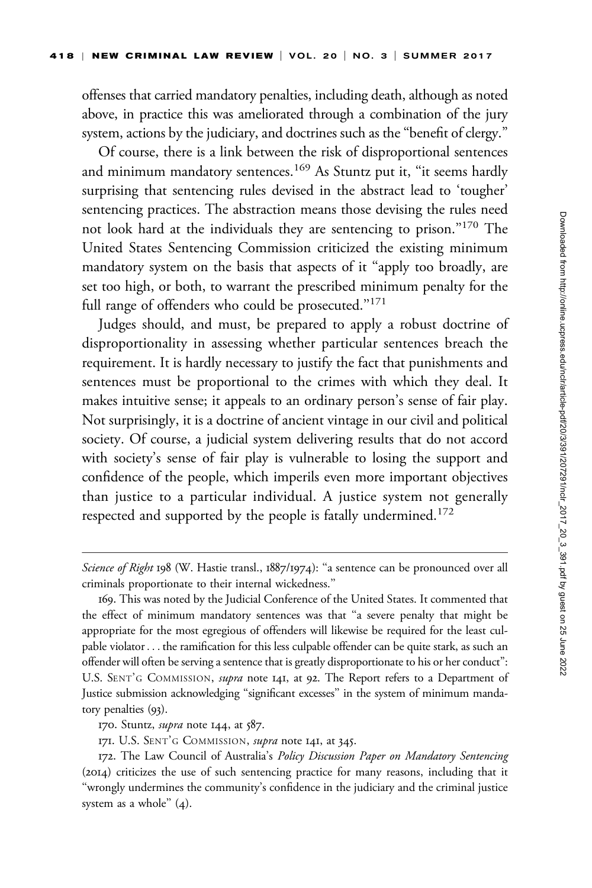offenses that carried mandatory penalties, including death, although as noted above, in practice this was ameliorated through a combination of the jury system, actions by the judiciary, and doctrines such as the "benefit of clergy."

Of course, there is a link between the risk of disproportional sentences and minimum mandatory sentences.[169] As Stuntz put it, "it seems hardly surprising that sentencing rules devised in the abstract lead to 'tougher' sentencing practices. The abstraction means those devising the rules need not look hard at the individuals they are sentencing to prison."[170] The United States Sentencing Commission criticized the existing minimum mandatory system on the basis that aspects of it "apply too broadly, are set too high, or both, to warrant the prescribed minimum penalty for the full range of offenders who could be prosecuted."[171]

Judges should, and must, be prepared to apply a robust doctrine of disproportionality in assessing whether particular sentences breach the requirement. It is hardly necessary to justify the fact that punishments and sentences must be proportional to the crimes with which they deal. It makes intuitive sense; it appeals to an ordinary person's sense of fair play. Not surprisingly, it is a doctrine of ancient vintage in our civil and political society. Of course, a judicial system delivering results that do not accord with society's sense of fair play is vulnerable to losing the support and confidence of the people, which imperils even more important objectives than justice to a particular individual. A justice system not generally respected and supported by the people is fatally undermined.[172]

---

*Science of Right* 198 (W. Hastie transl., 1887/1974): "a sentence can be pronounced over all criminals proportionate to their internal wickedness."

169. This was noted by the Judicial Conference of the United States. It commented that the effect of minimum mandatory sentences was that "a severe penalty that might be appropriate for the most egregious of offenders will likewise be required for the least culpable violator . . . the ramification for this less culpable offender can be quite stark, as such an offender will often be serving a sentence that is greatly disproportionate to his or her conduct": U.S. Sent'g Commission, *supra* note 141, at 92. The Report refers to a Department of Justice submission acknowledging "significant excesses" in the system of minimum mandatory penalties (93).

170. Stuntz, *supra* note 144, at 587.

171. U.S. Sent'g Commission, *supra* note 141, at 345.

172. The Law Council of Australia's *Policy Discussion Paper on Mandatory Sentencing* (2014) criticizes the use of such sentencing practice for many reasons, including that it "wrongly undermines the community's confidence in the judiciary and the criminal justice system as a whole" (4).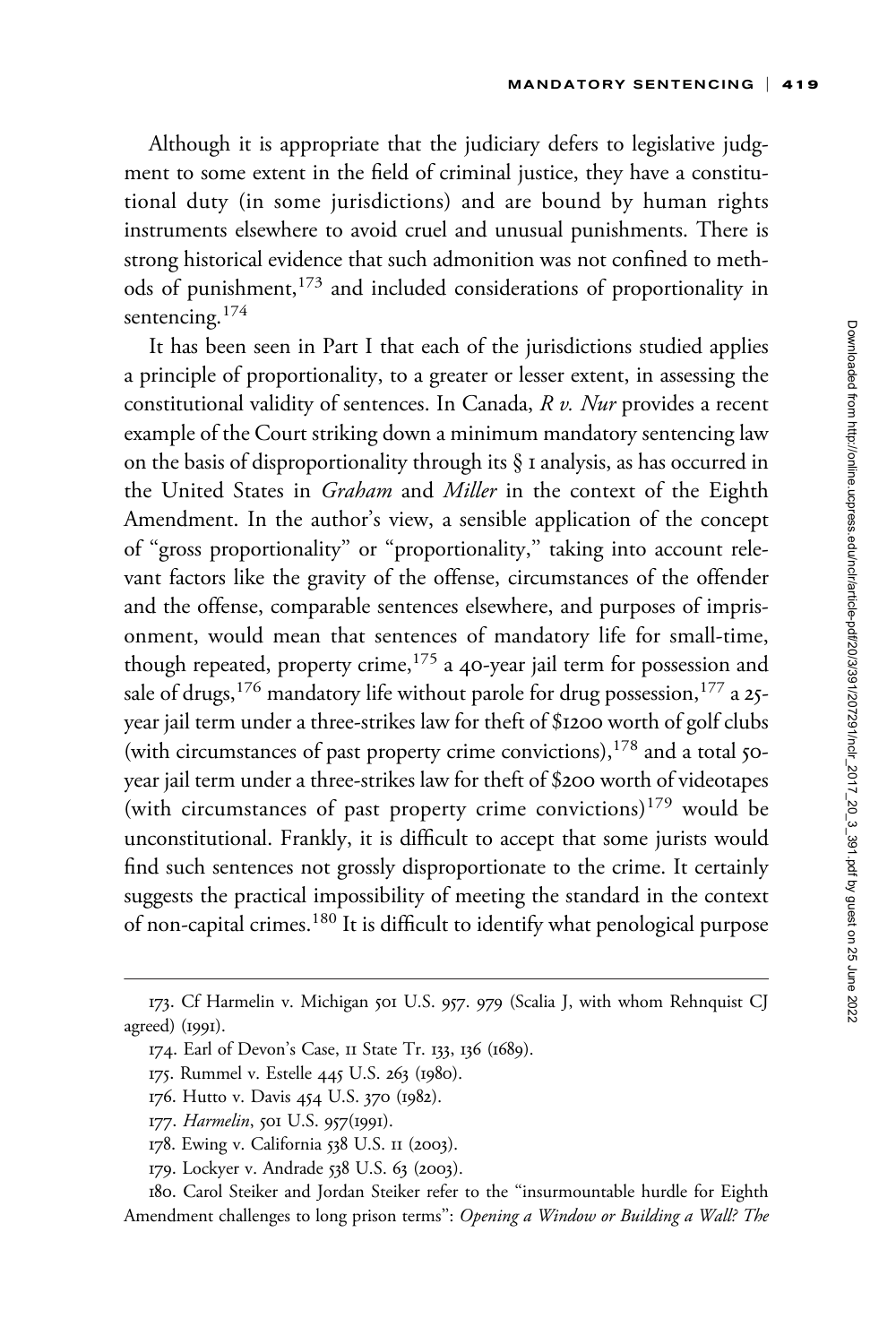Although it is appropriate that the judiciary defers to legislative judgment to some extent in the field of criminal justice, they have a constitutional duty (in some jurisdictions) and are bound by human rights instruments elsewhere to avoid cruel and unusual punishments. There is strong historical evidence that such admonition was not confined to methods of punishment,[173] and included considerations of proportionality in sentencing.[174]

It has been seen in Part I that each of the jurisdictions studied applies a principle of proportionality, to a greater or lesser extent, in assessing the constitutional validity of sentences. In Canada, *R v. Nur* provides a recent example of the Court striking down a minimum mandatory sentencing law on the basis of disproportionality through its § 1 analysis, as has occurred in the United States in *Graham* and *Miller* in the context of the Eighth Amendment. In the author's view, a sensible application of the concept of "gross proportionality" or "proportionality," taking into account relevant factors like the gravity of the offense, circumstances of the offender and the offense, comparable sentences elsewhere, and purposes of imprisonment, would mean that sentences of mandatory life for small-time, though repeated, property crime,[175] a 40-year jail term for possession and sale of drugs,[176] mandatory life without parole for drug possession,[177] a 25-year jail term under a three-strikes law for theft of $1200 worth of golf clubs (with circumstances of past property crime convictions),[178] and a total 50-year jail term under a three-strikes law for theft of $200 worth of videotapes (with circumstances of past property crime convictions)[179] would be unconstitutional. Frankly, it is difficult to accept that some jurists would find such sentences not grossly disproportionate to the crime. It certainly suggests the practical impossibility of meeting the standard in the context of non-capital crimes.[180] It is difficult to identify what penological purpose

---

173. Cf Harmelin v. Michigan 501 U.S. 957. 979 (Scalia J, with whom Rehnquist CJ agreed) (1991).

174. Earl of Devon's Case, 11 State Tr. 133, 136 (1689).

175. Rummel v. Estelle 445 U.S. 263 (1980).

176. Hutto v. Davis 454 U.S. 370 (1982).

177. *Harmelin*, 501 U.S. 957(1991).

178. Ewing v. California 538 U.S. 11 (2003).

179. Lockyer v. Andrade 538 U.S. 63 (2003).

180. Carol Steiker and Jordan Steiker refer to the "insurmountable hurdle for Eighth Amendment challenges to long prison terms": *Opening a Window or Building a Wall? The*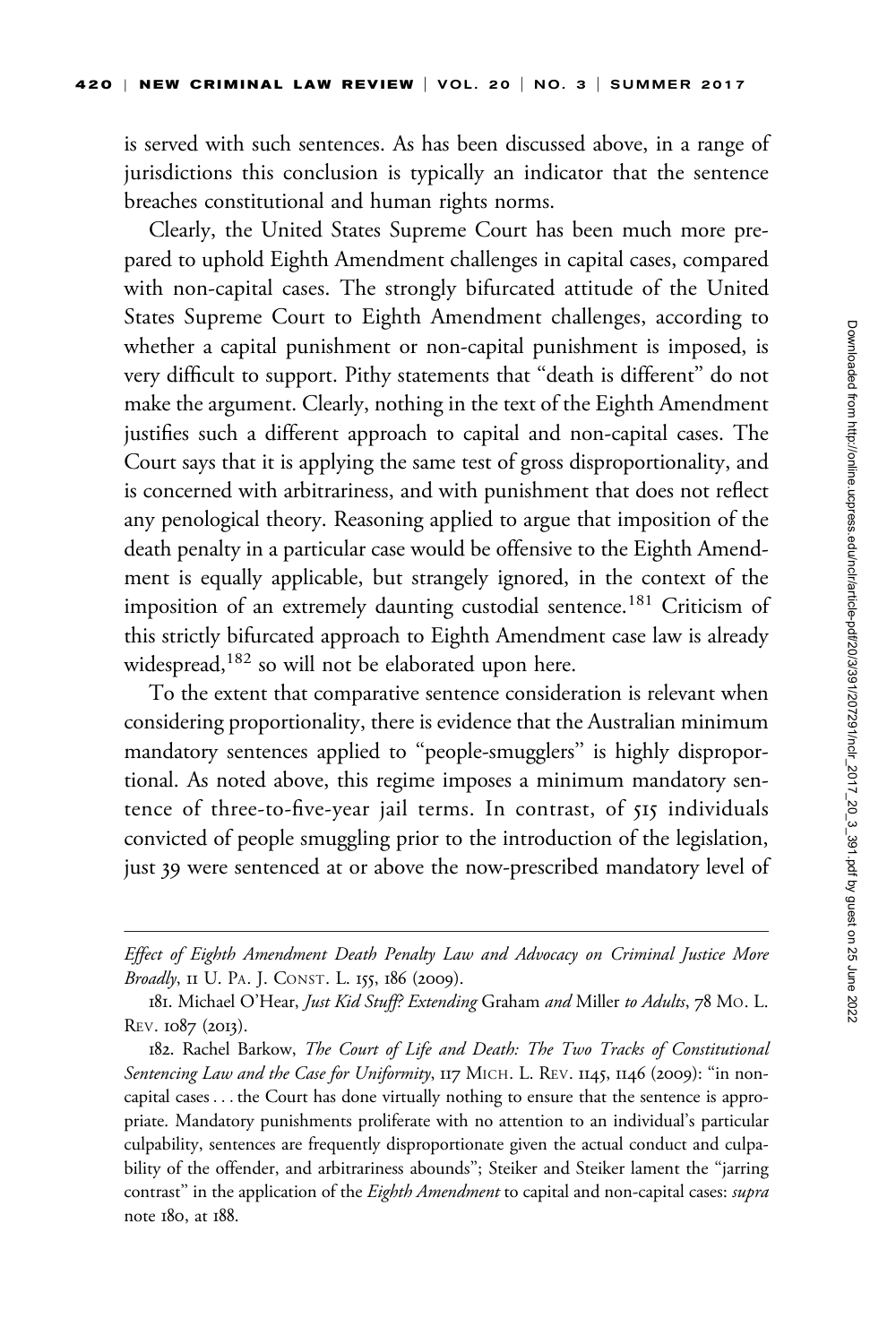is served with such sentences. As has been discussed above, in a range of jurisdictions this conclusion is typically an indicator that the sentence breaches constitutional and human rights norms.

Clearly, the United States Supreme Court has been much more prepared to uphold Eighth Amendment challenges in capital cases, compared with non-capital cases. The strongly bifurcated attitude of the United States Supreme Court to Eighth Amendment challenges, according to whether a capital punishment or non-capital punishment is imposed, is very difficult to support. Pithy statements that "death is different" do not make the argument. Clearly, nothing in the text of the Eighth Amendment justifies such a different approach to capital and non-capital cases. The Court says that it is applying the same test of gross disproportionality, and is concerned with arbitrariness, and with punishment that does not reflect any penological theory. Reasoning applied to argue that imposition of the death penalty in a particular case would be offensive to the Eighth Amendment is equally applicable, but strangely ignored, in the context of the imposition of an extremely daunting custodial sentence.[181] Criticism of this strictly bifurcated approach to Eighth Amendment case law is already widespread,[182] so will not be elaborated upon here.

To the extent that comparative sentence consideration is relevant when considering proportionality, there is evidence that the Australian minimum mandatory sentences applied to "people-smugglers" is highly disproportional. As noted above, this regime imposes a minimum mandatory sentence of three-to-five-year jail terms. In contrast, of 515 individuals convicted of people smuggling prior to the introduction of the legislation, just 39 were sentenced at or above the now-prescribed mandatory level of

---

*Effect of Eighth Amendment Death Penalty Law and Advocacy on Criminal Justice More Broadly*, 11 U. PA. J. CONST. L. 155, 186 (2009).

181. Michael O'Hear, *Just Kid Stuff? Extending* Graham *and* Miller *to Adults*, 78 MO. L. REV. 1087 (2013).

182. Rachel Barkow, *The Court of Life and Death: The Two Tracks of Constitutional Sentencing Law and the Case for Uniformity*, 117 MICH. L. REV. 1145, 1146 (2009): "in non-capital cases . . . the Court has done virtually nothing to ensure that the sentence is appropriate. Mandatory punishments proliferate with no attention to an individual's particular culpability, sentences are frequently disproportionate given the actual conduct and culpability of the offender, and arbitrariness abounds"; Steiker and Steiker lament the "jarring contrast" in the application of the *Eighth Amendment* to capital and non-capital cases: *supra* note 180, at 188.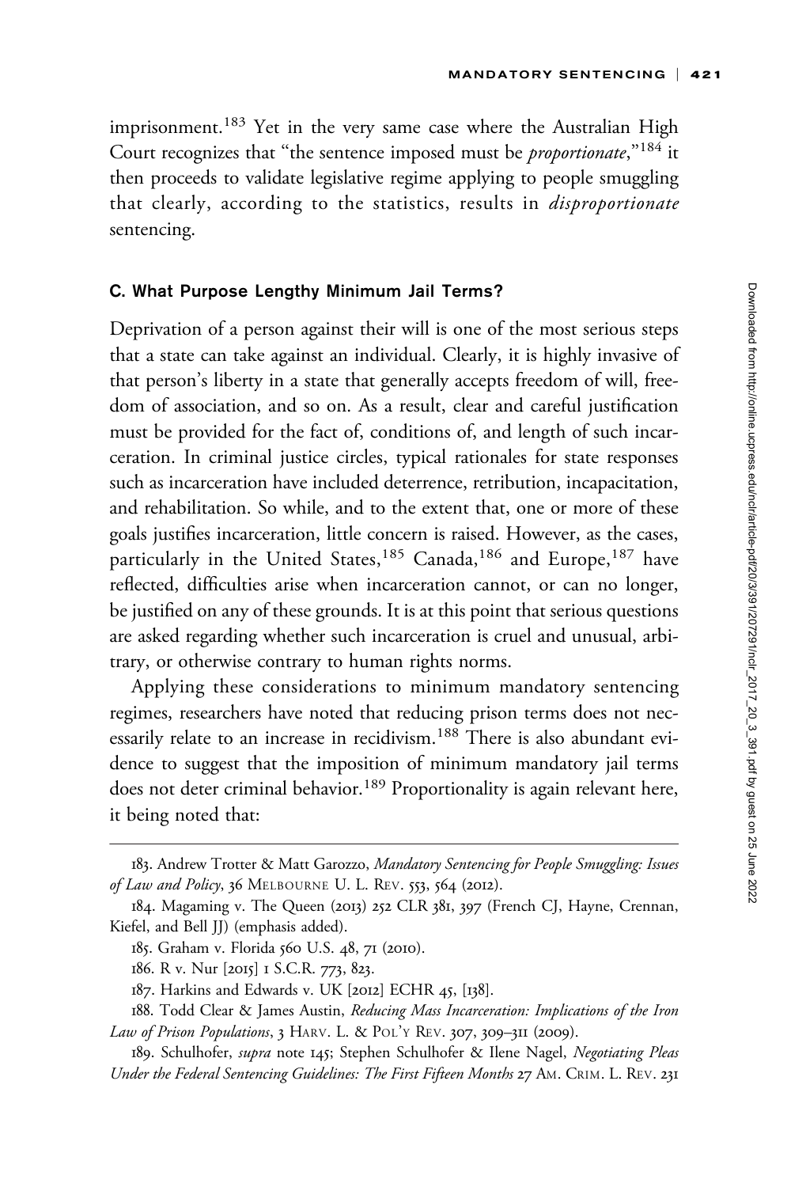imprisonment.[183] Yet in the very same case where the Australian High Court recognizes that "the sentence imposed must be *proportionate*,"[184] it then proceeds to validate legislative regime applying to people smuggling that clearly, according to the statistics, results in *disproportionate* sentencing.

### C. What Purpose Lengthy Minimum Jail Terms?

Deprivation of a person against their will is one of the most serious steps that a state can take against an individual. Clearly, it is highly invasive of that person's liberty in a state that generally accepts freedom of will, freedom of association, and so on. As a result, clear and careful justification must be provided for the fact of, conditions of, and length of such incarceration. In criminal justice circles, typical rationales for state responses such as incarceration have included deterrence, retribution, incapacitation, and rehabilitation. So while, and to the extent that, one or more of these goals justifies incarceration, little concern is raised. However, as the cases, particularly in the United States,[185] Canada,[186] and Europe,[187] have reflected, difficulties arise when incarceration cannot, or can no longer, be justified on any of these grounds. It is at this point that serious questions are asked regarding whether such incarceration is cruel and unusual, arbitrary, or otherwise contrary to human rights norms.

Applying these considerations to minimum mandatory sentencing regimes, researchers have noted that reducing prison terms does not necessarily relate to an increase in recidivism.[188] There is also abundant evidence to suggest that the imposition of minimum mandatory jail terms does not deter criminal behavior.[189] Proportionality is again relevant here, it being noted that:

---

183. Andrew Trotter & Matt Garozzo, *Mandatory Sentencing for People Smuggling: Issues of Law and Policy*, 36 MELBOURNE U. L. REV. 553, 564 (2012).

184. Magaming v. The Queen (2013) 252 CLR 381, 397 (French CJ, Hayne, Crennan, Kiefel, and Bell JJ) (emphasis added).

185. Graham v. Florida 560 U.S. 48, 71 (2010).

186. R v. Nur [2015] 1 S.C.R. 773, 823.

187. Harkins and Edwards v. UK [2012] ECHR 45, [138].

188. Todd Clear & James Austin, *Reducing Mass Incarceration: Implications of the Iron Law of Prison Populations*, 3 HARV. L. & POL'Y REV. 307, 309–311 (2009).

189. Schulhofer, *supra* note 145; Stephen Schulhofer & Ilene Nagel, *Negotiating Pleas Under the Federal Sentencing Guidelines: The First Fifteen Months* 27 AM. CRIM. L. REV. 231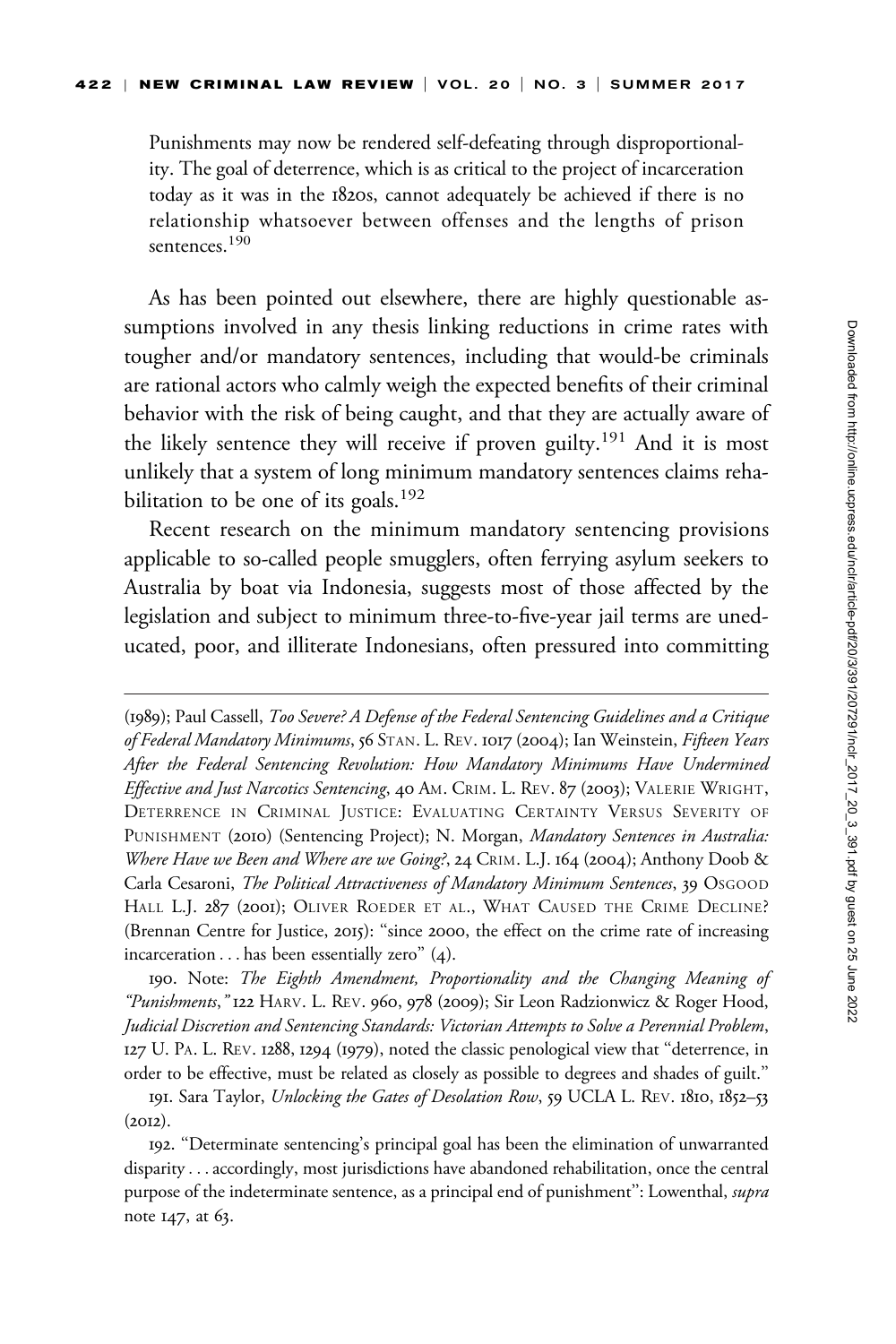Punishments may now be rendered self-defeating through disproportionality. The goal of deterrence, which is as critical to the project of incarceration today as it was in the 1820s, cannot adequately be achieved if there is no relationship whatsoever between offenses and the lengths of prison sentences.[190]

As has been pointed out elsewhere, there are highly questionable assumptions involved in any thesis linking reductions in crime rates with tougher and/or mandatory sentences, including that would-be criminals are rational actors who calmly weigh the expected benefits of their criminal behavior with the risk of being caught, and that they are actually aware of the likely sentence they will receive if proven guilty.[191] And it is most unlikely that a system of long minimum mandatory sentences claims rehabilitation to be one of its goals.[192]

Recent research on the minimum mandatory sentencing provisions applicable to so-called people smugglers, often ferrying asylum seekers to Australia by boat via Indonesia, suggests most of those affected by the legislation and subject to minimum three-to-five-year jail terms are uneducated, poor, and illiterate Indonesians, often pressured into committing

---

(1989); Paul Cassell, *Too Severe? A Defense of the Federal Sentencing Guidelines and a Critique of Federal Mandatory Minimums*, 56 STAN. L. REV. 1017 (2004); Ian Weinstein, *Fifteen Years After the Federal Sentencing Revolution: How Mandatory Minimums Have Undermined Effective and Just Narcotics Sentencing*, 40 AM. CRIM. L. REV. 87 (2003); VALERIE WRIGHT, DETERRENCE IN CRIMINAL JUSTICE: EVALUATING CERTAINTY VERSUS SEVERITY OF PUNISHMENT (2010) (Sentencing Project); N. Morgan, *Mandatory Sentences in Australia: Where Have we Been and Where are we Going?*, 24 CRIM. L.J. 164 (2004); Anthony Doob & Carla Cesaroni, *The Political Attractiveness of Mandatory Minimum Sentences*, 39 OSGOOD HALL L.J. 287 (2001); OLIVER ROEDER ET AL., WHAT CAUSED THE CRIME DECLINE? (Brennan Centre for Justice, 2015): "since 2000, the effect on the crime rate of increasing incarceration . . . has been essentially zero" (4).

190. Note: *The Eighth Amendment, Proportionality and the Changing Meaning of "Punishments,"* 122 HARV. L. REV. 960, 978 (2009); Sir Leon Radzionwicz & Roger Hood, *Judicial Discretion and Sentencing Standards: Victorian Attempts to Solve a Perennial Problem*, 127 U. PA. L. REV. 1288, 1294 (1979), noted the classic penological view that "deterrence, in order to be effective, must be related as closely as possible to degrees and shades of guilt."

191. Sara Taylor, *Unlocking the Gates of Desolation Row*, 59 UCLA L. REV. 1810, 1852–53 (2012).

192. "Determinate sentencing's principal goal has been the elimination of unwarranted disparity . . . accordingly, most jurisdictions have abandoned rehabilitation, once the central purpose of the indeterminate sentence, as a principal end of punishment": Lowenthal, *supra* note 147, at 63.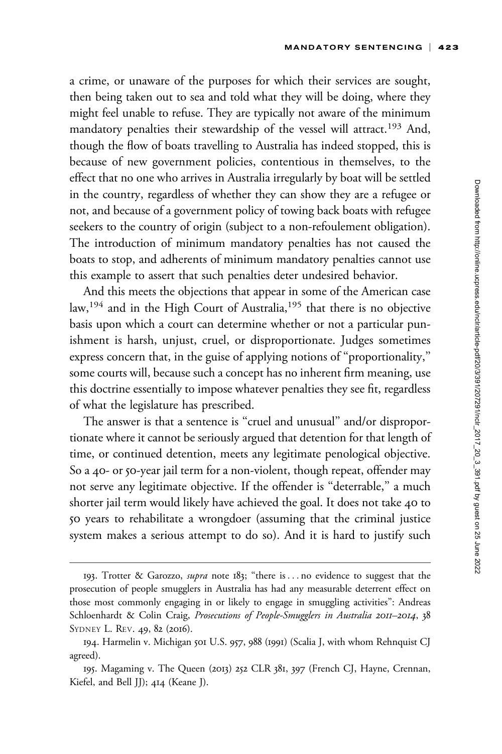a crime, or unaware of the purposes for which their services are sought, then being taken out to sea and told what they will be doing, where they might feel unable to refuse. They are typically not aware of the minimum mandatory penalties their stewardship of the vessel will attract.[193] And, though the flow of boats travelling to Australia has indeed stopped, this is because of new government policies, contentious in themselves, to the effect that no one who arrives in Australia irregularly by boat will be settled in the country, regardless of whether they can show they are a refugee or not, and because of a government policy of towing back boats with refugee seekers to the country of origin (subject to a non-refoulement obligation). The introduction of minimum mandatory penalties has not caused the boats to stop, and adherents of minimum mandatory penalties cannot use this example to assert that such penalties deter undesired behavior.

And this meets the objections that appear in some of the American case law,[194] and in the High Court of Australia,[195] that there is no objective basis upon which a court can determine whether or not a particular punishment is harsh, unjust, cruel, or disproportionate. Judges sometimes express concern that, in the guise of applying notions of "proportionality," some courts will, because such a concept has no inherent firm meaning, use this doctrine essentially to impose whatever penalties they see fit, regardless of what the legislature has prescribed.

The answer is that a sentence is "cruel and unusual" and/or disproportionate where it cannot be seriously argued that detention for that length of time, or continued detention, meets any legitimate penological objective. So a 40- or 50-year jail term for a non-violent, though repeat, offender may not serve any legitimate objective. If the offender is "deterrable," a much shorter jail term would likely have achieved the goal. It does not take 40 to 50 years to rehabilitate a wrongdoer (assuming that the criminal justice system makes a serious attempt to do so). And it is hard to justify such

---

193. Trotter & Garozzo, *supra* note 183; "there is . . . no evidence to suggest that the prosecution of people smugglers in Australia has had any measurable deterrent effect on those most commonly engaging in or likely to engage in smuggling activities": Andreas Schloenhardt & Colin Craig, *Prosecutions of People-Smugglers in Australia 2011–2014*, 38 SYDNEY L. REV. 49, 82 (2016).

194. Harmelin v. Michigan 501 U.S. 957, 988 (1991) (Scalia J, with whom Rehnquist CJ agreed).

195. Magaming v. The Queen (2013) 252 CLR 381, 397 (French CJ, Hayne, Crennan, Kiefel, and Bell JJ); 414 (Keane J).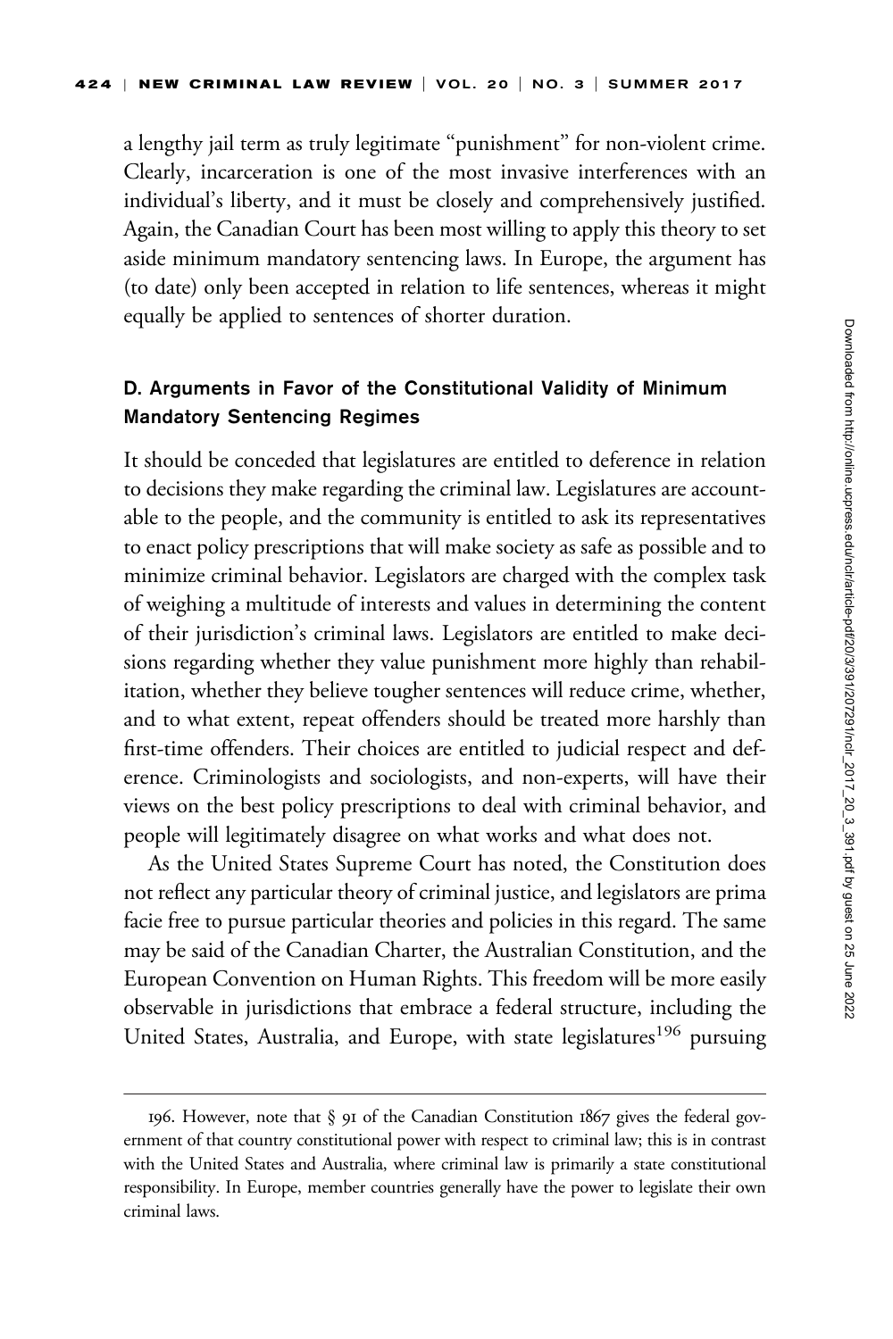a lengthy jail term as truly legitimate "punishment" for non-violent crime. Clearly, incarceration is one of the most invasive interferences with an individual's liberty, and it must be closely and comprehensively justified. Again, the Canadian Court has been most willing to apply this theory to set aside minimum mandatory sentencing laws. In Europe, the argument has (to date) only been accepted in relation to life sentences, whereas it might equally be applied to sentences of shorter duration.

### D. Arguments in Favor of the Constitutional Validity of Minimum Mandatory Sentencing Regimes

It should be conceded that legislatures are entitled to deference in relation to decisions they make regarding the criminal law. Legislatures are accountable to the people, and the community is entitled to ask its representatives to enact policy prescriptions that will make society as safe as possible and to minimize criminal behavior. Legislators are charged with the complex task of weighing a multitude of interests and values in determining the content of their jurisdiction's criminal laws. Legislators are entitled to make decisions regarding whether they value punishment more highly than rehabilitation, whether they believe tougher sentences will reduce crime, whether, and to what extent, repeat offenders should be treated more harshly than first-time offenders. Their choices are entitled to judicial respect and deference. Criminologists and sociologists, and non-experts, will have their views on the best policy prescriptions to deal with criminal behavior, and people will legitimately disagree on what works and what does not.

As the United States Supreme Court has noted, the Constitution does not reflect any particular theory of criminal justice, and legislators are prima facie free to pursue particular theories and policies in this regard. The same may be said of the Canadian Charter, the Australian Constitution, and the European Convention on Human Rights. This freedom will be more easily observable in jurisdictions that embrace a federal structure, including the United States, Australia, and Europe, with state legislatures[196] pursuing

---

196. However, note that § 91 of the Canadian Constitution 1867 gives the federal government of that country constitutional power with respect to criminal law; this is in contrast with the United States and Australia, where criminal law is primarily a state constitutional responsibility. In Europe, member countries generally have the power to legislate their own criminal laws.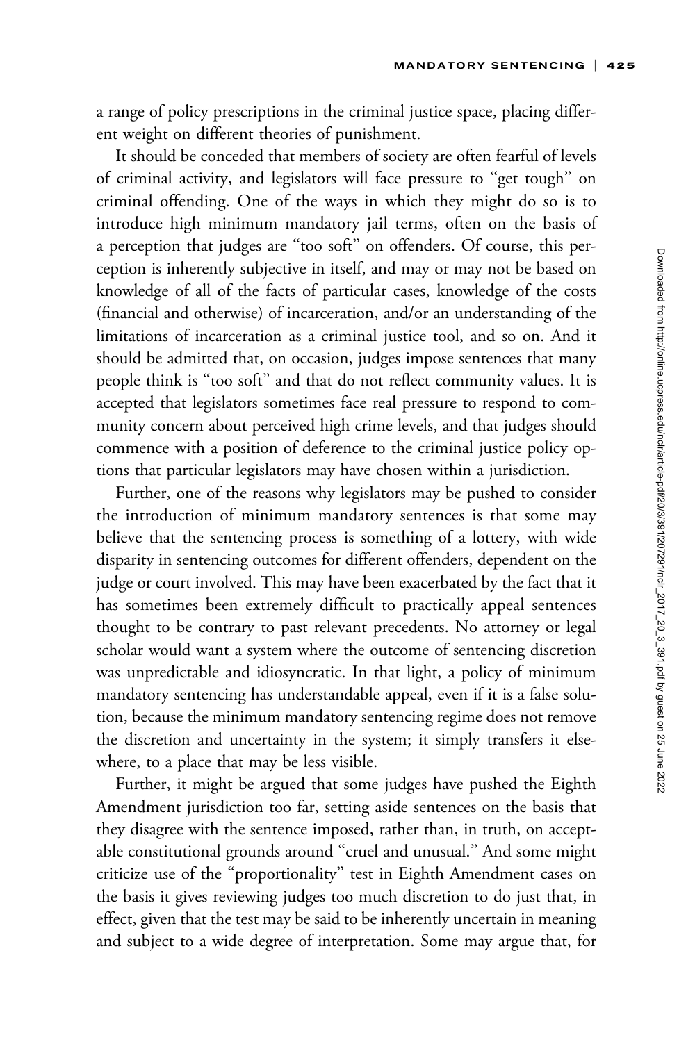a range of policy prescriptions in the criminal justice space, placing different weight on different theories of punishment.

It should be conceded that members of society are often fearful of levels of criminal activity, and legislators will face pressure to "get tough" on criminal offending. One of the ways in which they might do so is to introduce high minimum mandatory jail terms, often on the basis of a perception that judges are "too soft" on offenders. Of course, this perception is inherently subjective in itself, and may or may not be based on knowledge of all of the facts of particular cases, knowledge of the costs (financial and otherwise) of incarceration, and/or an understanding of the limitations of incarceration as a criminal justice tool, and so on. And it should be admitted that, on occasion, judges impose sentences that many people think is "too soft" and that do not reflect community values. It is accepted that legislators sometimes face real pressure to respond to community concern about perceived high crime levels, and that judges should commence with a position of deference to the criminal justice policy options that particular legislators may have chosen within a jurisdiction.

Further, one of the reasons why legislators may be pushed to consider the introduction of minimum mandatory sentences is that some may believe that the sentencing process is something of a lottery, with wide disparity in sentencing outcomes for different offenders, dependent on the judge or court involved. This may have been exacerbated by the fact that it has sometimes been extremely difficult to practically appeal sentences thought to be contrary to past relevant precedents. No attorney or legal scholar would want a system where the outcome of sentencing discretion was unpredictable and idiosyncratic. In that light, a policy of minimum mandatory sentencing has understandable appeal, even if it is a false solution, because the minimum mandatory sentencing regime does not remove the discretion and uncertainty in the system; it simply transfers it elsewhere, to a place that may be less visible.

Further, it might be argued that some judges have pushed the Eighth Amendment jurisdiction too far, setting aside sentences on the basis that they disagree with the sentence imposed, rather than, in truth, on acceptable constitutional grounds around "cruel and unusual." And some might criticize use of the "proportionality" test in Eighth Amendment cases on the basis it gives reviewing judges too much discretion to do just that, in effect, given that the test may be said to be inherently uncertain in meaning and subject to a wide degree of interpretation. Some may argue that, for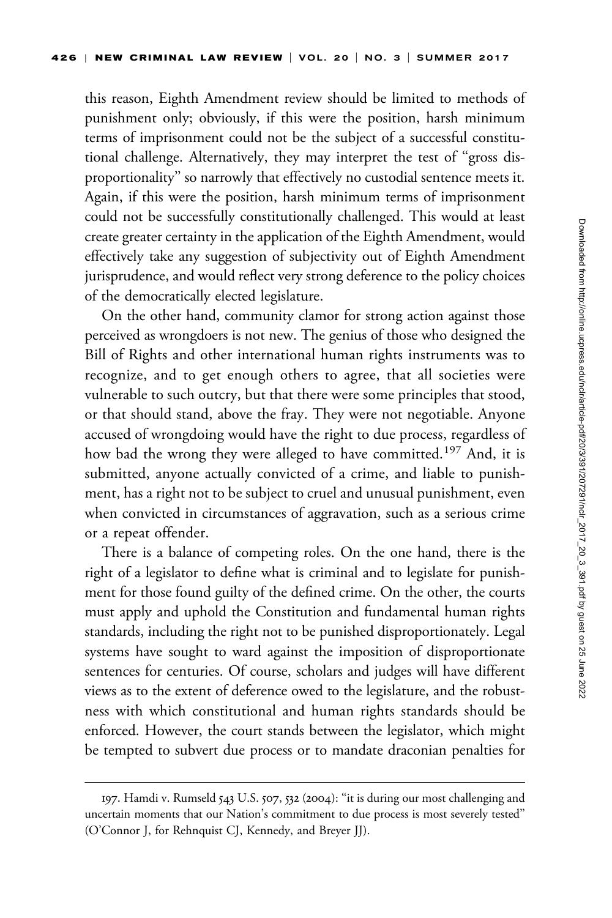this reason, Eighth Amendment review should be limited to methods of punishment only; obviously, if this were the position, harsh minimum terms of imprisonment could not be the subject of a successful constitutional challenge. Alternatively, they may interpret the test of "gross disproportionality" so narrowly that effectively no custodial sentence meets it. Again, if this were the position, harsh minimum terms of imprisonment could not be successfully constitutionally challenged. This would at least create greater certainty in the application of the Eighth Amendment, would effectively take any suggestion of subjectivity out of Eighth Amendment jurisprudence, and would reflect very strong deference to the policy choices of the democratically elected legislature.

On the other hand, community clamor for strong action against those perceived as wrongdoers is not new. The genius of those who designed the Bill of Rights and other international human rights instruments was to recognize, and to get enough others to agree, that all societies were vulnerable to such outcry, but that there were some principles that stood, or that should stand, above the fray. They were not negotiable. Anyone accused of wrongdoing would have the right to due process, regardless of how bad the wrong they were alleged to have committed.[197] And, it is submitted, anyone actually convicted of a crime, and liable to punishment, has a right not to be subject to cruel and unusual punishment, even when convicted in circumstances of aggravation, such as a serious crime or a repeat offender.

There is a balance of competing roles. On the one hand, there is the right of a legislator to define what is criminal and to legislate for punishment for those found guilty of the defined crime. On the other, the courts must apply and uphold the Constitution and fundamental human rights standards, including the right not to be punished disproportionately. Legal systems have sought to ward against the imposition of disproportionate sentences for centuries. Of course, scholars and judges will have different views as to the extent of deference owed to the legislature, and the robustness with which constitutional and human rights standards should be enforced. However, the court stands between the legislator, which might be tempted to subvert due process or to mandate draconian penalties for

---

197. Hamdi v. Rumseld 543 U.S. 507, 532 (2004): "it is during our most challenging and uncertain moments that our Nation's commitment to due process is most severely tested" (O'Connor J, for Rehnquist CJ, Kennedy, and Breyer JJ).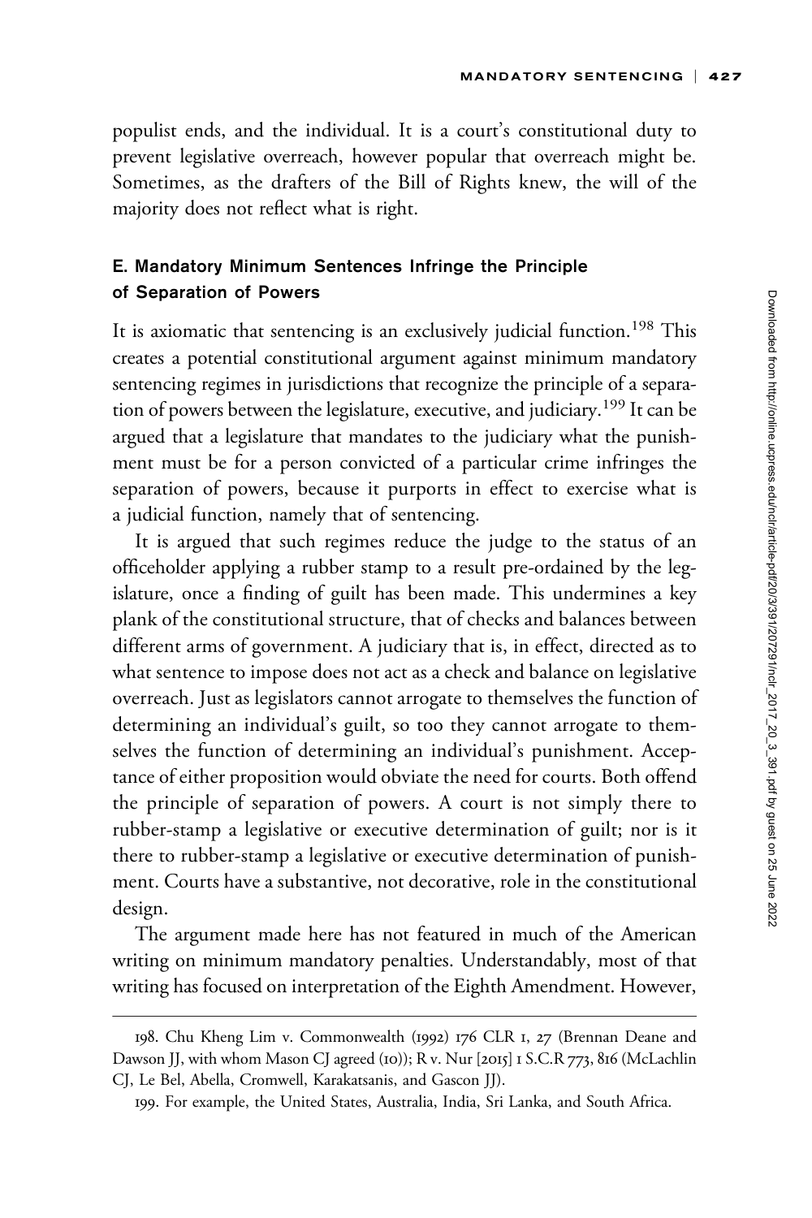populist ends, and the individual. It is a court's constitutional duty to prevent legislative overreach, however popular that overreach might be. Sometimes, as the drafters of the Bill of Rights knew, the will of the majority does not reflect what is right.

### E. Mandatory Minimum Sentences Infringe the Principle of Separation of Powers

It is axiomatic that sentencing is an exclusively judicial function.[198] This creates a potential constitutional argument against minimum mandatory sentencing regimes in jurisdictions that recognize the principle of a separation of powers between the legislature, executive, and judiciary.[199] It can be argued that a legislature that mandates to the judiciary what the punishment must be for a person convicted of a particular crime infringes the separation of powers, because it purports in effect to exercise what is a judicial function, namely that of sentencing.

It is argued that such regimes reduce the judge to the status of an officeholder applying a rubber stamp to a result pre-ordained by the legislature, once a finding of guilt has been made. This undermines a key plank of the constitutional structure, that of checks and balances between different arms of government. A judiciary that is, in effect, directed as to what sentence to impose does not act as a check and balance on legislative overreach. Just as legislators cannot arrogate to themselves the function of determining an individual's guilt, so too they cannot arrogate to themselves the function of determining an individual's punishment. Acceptance of either proposition would obviate the need for courts. Both offend the principle of separation of powers. A court is not simply there to rubber-stamp a legislative or executive determination of guilt; nor is it there to rubber-stamp a legislative or executive determination of punishment. Courts have a substantive, not decorative, role in the constitutional design.

The argument made here has not featured in much of the American writing on minimum mandatory penalties. Understandably, most of that writing has focused on interpretation of the Eighth Amendment. However,

---

198. Chu Kheng Lim v. Commonwealth (1992) 176 CLR 1, 27 (Brennan Deane and Dawson JJ, with whom Mason CJ agreed (10)); R v. Nur [2015] 1 S.C.R 773, 816 (McLachlin CJ, Le Bel, Abella, Cromwell, Karakatsanis, and Gascon JJ).

199. For example, the United States, Australia, India, Sri Lanka, and South Africa.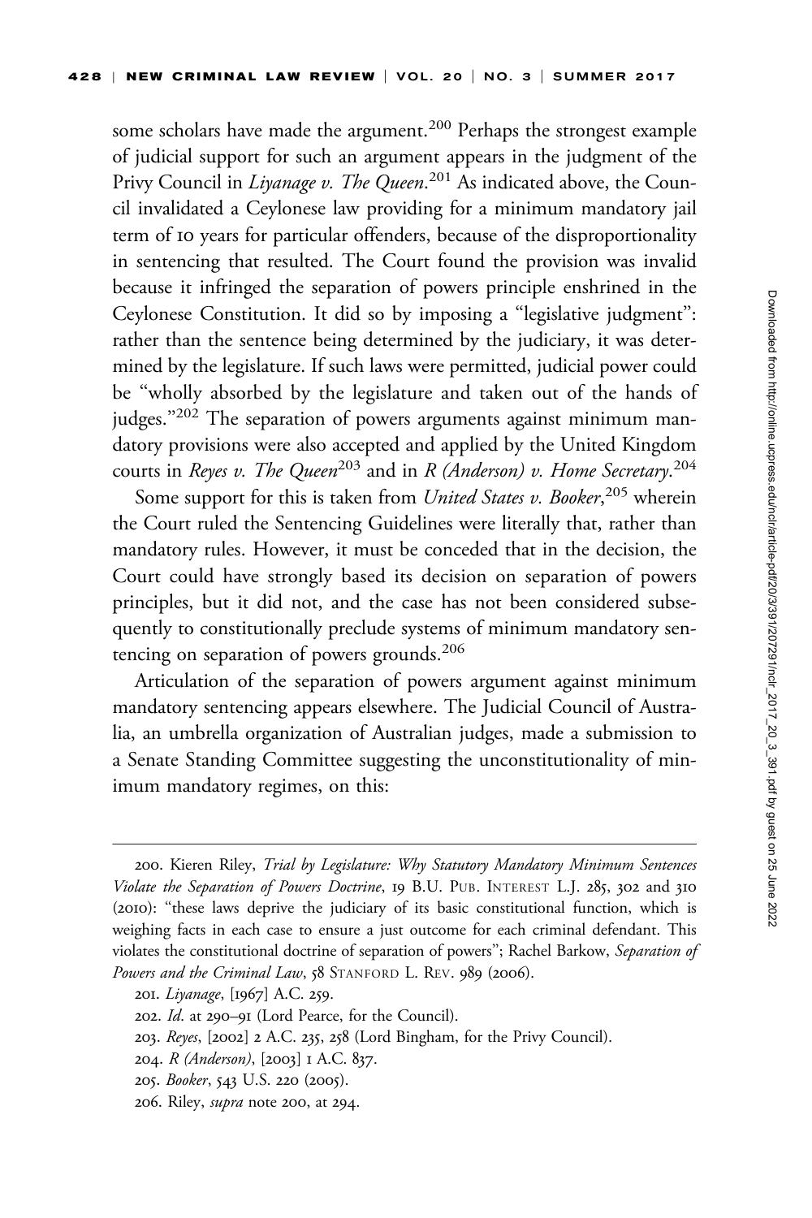some scholars have made the argument.[200] Perhaps the strongest example of judicial support for such an argument appears in the judgment of the Privy Council in *Liyanage v. The Queen*.[201] As indicated above, the Council invalidated a Ceylonese law providing for a minimum mandatory jail term of 10 years for particular offenders, because of the disproportionality in sentencing that resulted. The Court found the provision was invalid because it infringed the separation of powers principle enshrined in the Ceylonese Constitution. It did so by imposing a "legislative judgment": rather than the sentence being determined by the judiciary, it was determined by the legislature. If such laws were permitted, judicial power could be "wholly absorbed by the legislature and taken out of the hands of judges."[202] The separation of powers arguments against minimum mandatory provisions were also accepted and applied by the United Kingdom courts in *Reyes v. The Queen*[203] and in *R (Anderson) v. Home Secretary*.[204]

Some support for this is taken from *United States v. Booker*,[205] wherein the Court ruled the Sentencing Guidelines were literally that, rather than mandatory rules. However, it must be conceded that in the decision, the Court could have strongly based its decision on separation of powers principles, but it did not, and the case has not been considered subsequently to constitutionally preclude systems of minimum mandatory sentencing on separation of powers grounds.[206]

Articulation of the separation of powers argument against minimum mandatory sentencing appears elsewhere. The Judicial Council of Australia, an umbrella organization of Australian judges, made a submission to a Senate Standing Committee suggesting the unconstitutionality of minimum mandatory regimes, on this:

---

200. Kieren Riley, *Trial by Legislature: Why Statutory Mandatory Minimum Sentences Violate the Separation of Powers Doctrine*, 19 B.U. Pub. Interest L.J. 285, 302 and 310 (2010): "these laws deprive the judiciary of its basic constitutional function, which is weighing facts in each case to ensure a just outcome for each criminal defendant. This violates the constitutional doctrine of separation of powers"; Rachel Barkow, *Separation of Powers and the Criminal Law*, 58 Stanford L. Rev. 989 (2006).

201. *Liyanage*, [1967] A.C. 259.

202. *Id*. at 290–91 (Lord Pearce, for the Council).

203. *Reyes*, [2002] 2 A.C. 235, 258 (Lord Bingham, for the Privy Council).

204. *R (Anderson)*, [2003] 1 A.C. 837.

205. *Booker*, 543 U.S. 220 (2005).

206. Riley, *supra* note 200, at 294.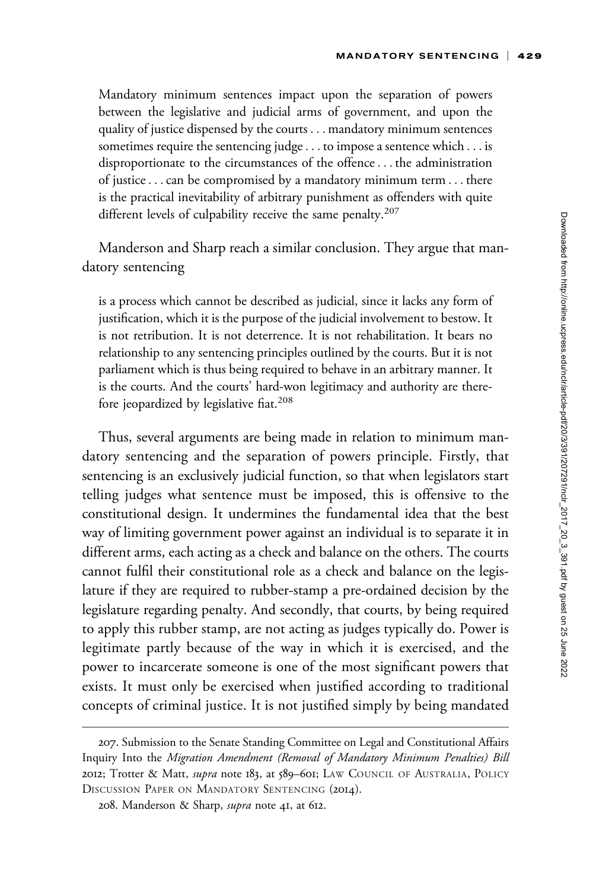> Mandatory minimum sentences impact upon the separation of powers between the legislative and judicial arms of government, and upon the quality of justice dispensed by the courts . . . mandatory minimum sentences sometimes require the sentencing judge . . . to impose a sentence which . . . is disproportionate to the circumstances of the offence . . . the administration of justice . . . can be compromised by a mandatory minimum term . . . there is the practical inevitability of arbitrary punishment as offenders with quite different levels of culpability receive the same penalty.[207]

Manderson and Sharp reach a similar conclusion. They argue that mandatory sentencing

> is a process which cannot be described as judicial, since it lacks any form of justification, which it is the purpose of the judicial involvement to bestow. It is not retribution. It is not deterrence. It is not rehabilitation. It bears no relationship to any sentencing principles outlined by the courts. But it is not parliament which is thus being required to behave in an arbitrary manner. It is the courts. And the courts' hard-won legitimacy and authority are therefore jeopardized by legislative fiat.[208]

Thus, several arguments are being made in relation to minimum mandatory sentencing and the separation of powers principle. Firstly, that sentencing is an exclusively judicial function, so that when legislators start telling judges what sentence must be imposed, this is offensive to the constitutional design. It undermines the fundamental idea that the best way of limiting government power against an individual is to separate it in different arms, each acting as a check and balance on the others. The courts cannot fulfil their constitutional role as a check and balance on the legislature if they are required to rubber-stamp a pre-ordained decision by the legislature regarding penalty. And secondly, that courts, by being required to apply this rubber stamp, are not acting as judges typically do. Power is legitimate partly because of the way in which it is exercised, and the power to incarcerate someone is one of the most significant powers that exists. It must only be exercised when justified according to traditional concepts of criminal justice. It is not justified simply by being mandated

---

207. Submission to the Senate Standing Committee on Legal and Constitutional Affairs Inquiry Into the *Migration Amendment (Removal of Mandatory Minimum Penalties) Bill* 2012; Trotter & Matt, *supra* note 183, at 589–601; Law Council of Australia, Policy Discussion Paper on Mandatory Sentencing (2014).

208. Manderson & Sharp, *supra* note 41, at 612.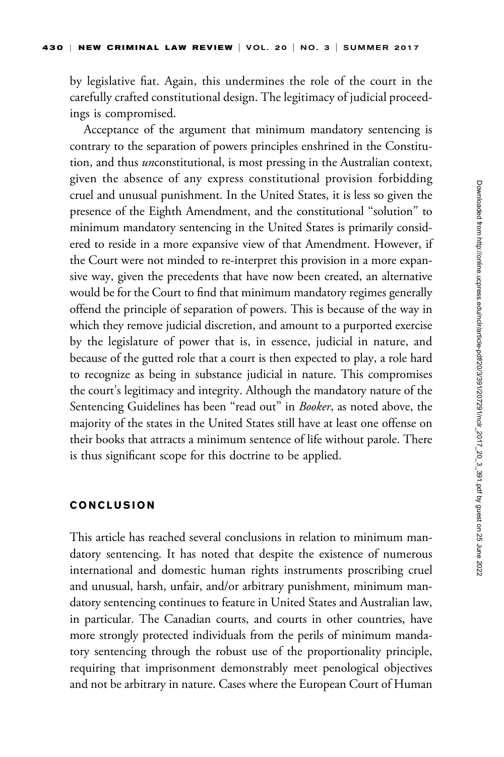by legislative fiat. Again, this undermines the role of the court in the carefully crafted constitutional design. The legitimacy of judicial proceedings is compromised.

Acceptance of the argument that minimum mandatory sentencing is contrary to the separation of powers principles enshrined in the Constitution, and thus *un*constitutional, is most pressing in the Australian context, given the absence of any express constitutional provision forbidding cruel and unusual punishment. In the United States, it is less so given the presence of the Eighth Amendment, and the constitutional "solution" to minimum mandatory sentencing in the United States is primarily considered to reside in a more expansive view of that Amendment. However, if the Court were not minded to re-interpret this provision in a more expansive way, given the precedents that have now been created, an alternative would be for the Court to find that minimum mandatory regimes generally offend the principle of separation of powers. This is because of the way in which they remove judicial discretion, and amount to a purported exercise by the legislature of power that is, in essence, judicial in nature, and because of the gutted role that a court is then expected to play, a role hard to recognize as being in substance judicial in nature. This compromises the court's legitimacy and integrity. Although the mandatory nature of the Sentencing Guidelines has been "read out" in *Booker*, as noted above, the majority of the states in the United States still have at least one offense on their books that attracts a minimum sentence of life without parole. There is thus significant scope for this doctrine to be applied.

## CONCLUSION

This article has reached several conclusions in relation to minimum mandatory sentencing. It has noted that despite the existence of numerous international and domestic human rights instruments proscribing cruel and unusual, harsh, unfair, and/or arbitrary punishment, minimum mandatory sentencing continues to feature in United States and Australian law, in particular. The Canadian courts, and courts in other countries, have more strongly protected individuals from the perils of minimum mandatory sentencing through the robust use of the proportionality principle, requiring that imprisonment demonstrably meet penological objectives and not be arbitrary in nature. Cases where the European Court of Human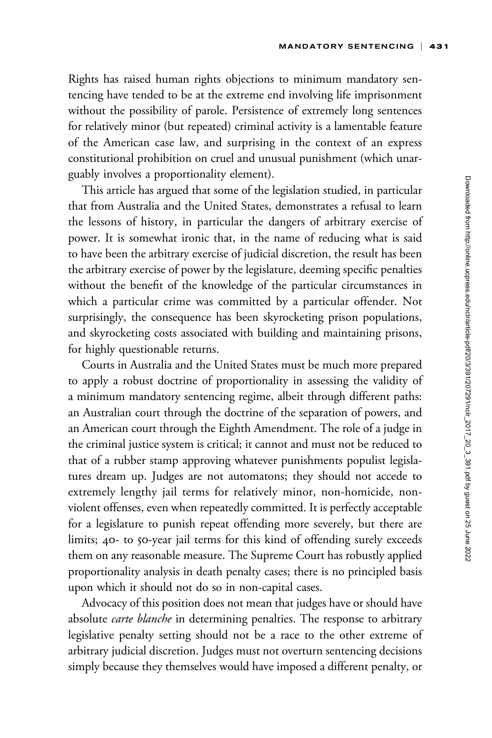Rights has raised human rights objections to minimum mandatory sentencing have tended to be at the extreme end involving life imprisonment without the possibility of parole. Persistence of extremely long sentences for relatively minor (but repeated) criminal activity is a lamentable feature of the American case law, and surprising in the context of an express constitutional prohibition on cruel and unusual punishment (which unarguably involves a proportionality element).

This article has argued that some of the legislation studied, in particular that from Australia and the United States, demonstrates a refusal to learn the lessons of history, in particular the dangers of arbitrary exercise of power. It is somewhat ironic that, in the name of reducing what is said to have been the arbitrary exercise of judicial discretion, the result has been the arbitrary exercise of power by the legislature, deeming specific penalties without the benefit of the knowledge of the particular circumstances in which a particular crime was committed by a particular offender. Not surprisingly, the consequence has been skyrocketing prison populations, and skyrocketing costs associated with building and maintaining prisons, for highly questionable returns.

Courts in Australia and the United States must be much more prepared to apply a robust doctrine of proportionality in assessing the validity of a minimum mandatory sentencing regime, albeit through different paths: an Australian court through the doctrine of the separation of powers, and an American court through the Eighth Amendment. The role of a judge in the criminal justice system is critical; it cannot and must not be reduced to that of a rubber stamp approving whatever punishments populist legislatures dream up. Judges are not automatons; they should not accede to extremely lengthy jail terms for relatively minor, non-homicide, non-violent offenses, even when repeatedly committed. It is perfectly acceptable for a legislature to punish repeat offending more severely, but there are limits; 40- to 50-year jail terms for this kind of offending surely exceeds them on any reasonable measure. The Supreme Court has robustly applied proportionality analysis in death penalty cases; there is no principled basis upon which it should not do so in non-capital cases.

Advocacy of this position does not mean that judges have or should have absolute *carte blanche* in determining penalties. The response to arbitrary legislative penalty setting should not be a race to the other extreme of arbitrary judicial discretion. Judges must not overturn sentencing decisions simply because they themselves would have imposed a different penalty, or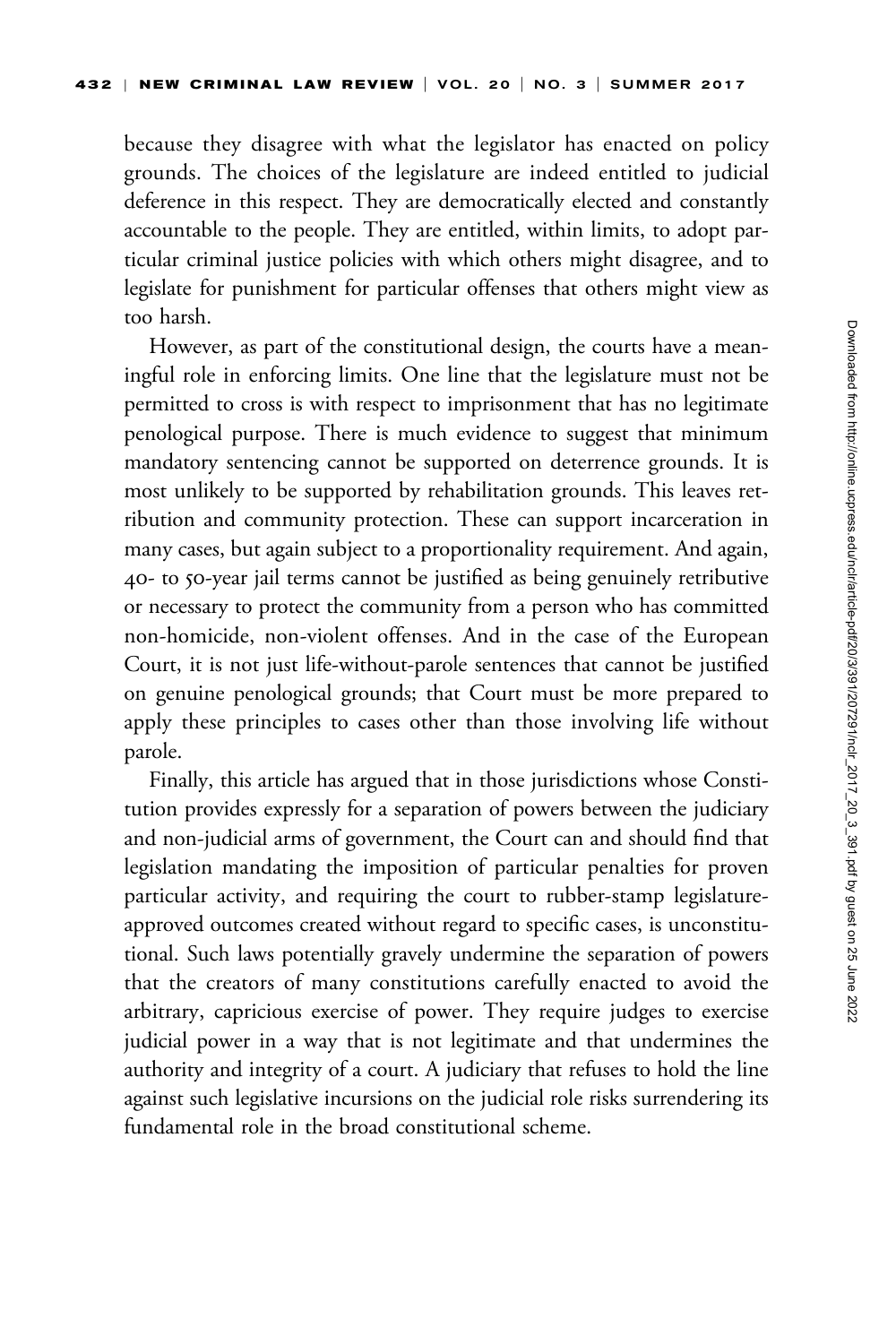because they disagree with what the legislator has enacted on policy grounds. The choices of the legislature are indeed entitled to judicial deference in this respect. They are democratically elected and constantly accountable to the people. They are entitled, within limits, to adopt particular criminal justice policies with which others might disagree, and to legislate for punishment for particular offenses that others might view as too harsh.

However, as part of the constitutional design, the courts have a meaningful role in enforcing limits. One line that the legislature must not be permitted to cross is with respect to imprisonment that has no legitimate penological purpose. There is much evidence to suggest that minimum mandatory sentencing cannot be supported on deterrence grounds. It is most unlikely to be supported by rehabilitation grounds. This leaves retribution and community protection. These can support incarceration in many cases, but again subject to a proportionality requirement. And again, 40- to 50-year jail terms cannot be justified as being genuinely retributive or necessary to protect the community from a person who has committed non-homicide, non-violent offenses. And in the case of the European Court, it is not just life-without-parole sentences that cannot be justified on genuine penological grounds; that Court must be more prepared to apply these principles to cases other than those involving life without parole.

Finally, this article has argued that in those jurisdictions whose Constitution provides expressly for a separation of powers between the judiciary and non-judicial arms of government, the Court can and should find that legislation mandating the imposition of particular penalties for proven particular activity, and requiring the court to rubber-stamp legislature-approved outcomes created without regard to specific cases, is unconstitutional. Such laws potentially gravely undermine the separation of powers that the creators of many constitutions carefully enacted to avoid the arbitrary, capricious exercise of power. They require judges to exercise judicial power in a way that is not legitimate and that undermines the authority and integrity of a court. A judiciary that refuses to hold the line against such legislative incursions on the judicial role risks surrendering its fundamental role in the broad constitutional scheme.